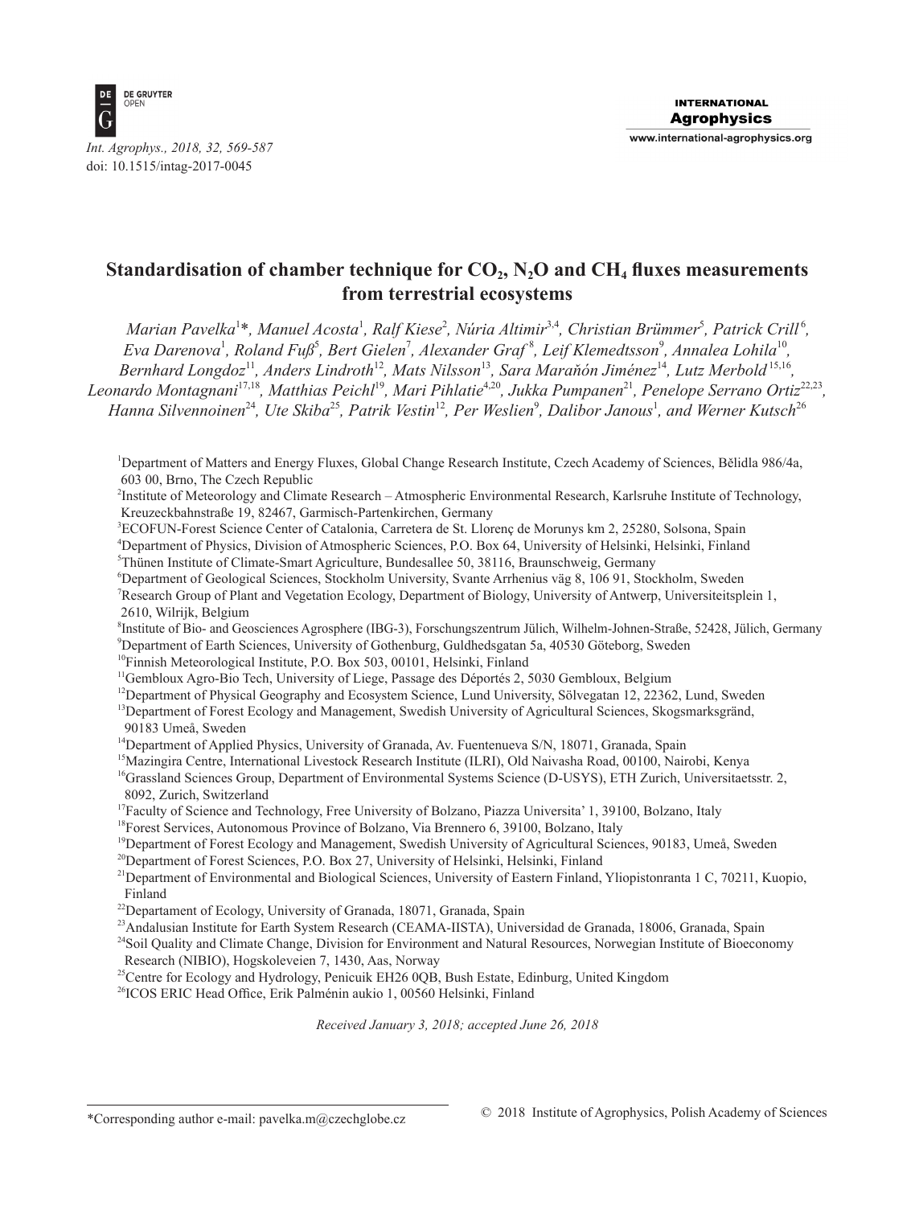Int. Agrophys., 2018, 32, 569-587
doi: 10.1515/intag-2017-0045

# Standardisation of chamber technique for $CO_2$, $N_2O$ and $CH_4$ fluxes measurements from terrestrial ecosystems

*Marian Pavelka[1]\*, Manuel Acosta[1], Ralf Kiese[2], Núria Altimir[3,4], Christian Brümmer[5], Patrick Crill[6], Eva Darenova[1], Roland Fuß[5], Bert Gielen[7], Alexander Graf[8], Leif Klemedtsson[9], Annalea Lohila[10], Bernhard Longdoz[11], Anders Lindroth[12], Mats Nilsson[13], Sara Maraňón Jiménez[14], Lutz Merbold[15,16], Leonardo Montagnani[17,18], Matthias Peichl[19], Mari Pihlatie[4,20], Jukka Pumpanen[21], Penelope Serrano Ortiz[22,23], Hanna Silvennoinen[24], Ute Skiba[25], Patrik Vestin[12], Per Weslien[9], Dalibor Janous[1], and Werner Kutsch[26]*

[1]Department of Matters and Energy Fluxes, Global Change Research Institute, Czech Academy of Sciences, Bělidla 986/4a, 603 00, Brno, The Czech Republic
[2]Institute of Meteorology and Climate Research – Atmospheric Environmental Research, Karlsruhe Institute of Technology, Kreuzeckbahnstraße 19, 82467, Garmisch-Partenkirchen, Germany
[3]ECOFUN-Forest Science Center of Catalonia, Carretera de St. Llorenç de Morunys km 2, 25280, Solsona, Spain
[4]Department of Physics, Division of Atmospheric Sciences, P.O. Box 64, University of Helsinki, Helsinki, Finland
[5]Thünen Institute of Climate-Smart Agriculture, Bundesallee 50, 38116, Braunschweig, Germany
[6]Department of Geological Sciences, Stockholm University, Svante Arrhenius väg 8, 106 91, Stockholm, Sweden
[7]Research Group of Plant and Vegetation Ecology, Department of Biology, University of Antwerp, Universiteitsplein 1, 2610, Wilrijk, Belgium
[8]Institute of Bio- and Geosciences Agrosphere (IBG-3), Forschungszentrum Jülich, Wilhelm-Johnen-Straße, 52428, Jülich, Germany
[9]Department of Earth Sciences, University of Gothenburg, Guldhedsgatan 5a, 40530 Göteborg, Sweden
[10]Finnish Meteorological Institute, P.O. Box 503, 00101, Helsinki, Finland
[11]Gembloux Agro-Bio Tech, University of Liege, Passage des Déportés 2, 5030 Gembloux, Belgium
[12]Department of Physical Geography and Ecosystem Science, Lund University, Sölvegatan 12, 22362, Lund, Sweden
[13]Department of Forest Ecology and Management, Swedish University of Agricultural Sciences, Skogsmarksgränd, 90183 Umeå, Sweden
[14]Department of Applied Physics, University of Granada, Av. Fuentenueva S/N, 18071, Granada, Spain
[15]Mazingira Centre, International Livestock Research Institute (ILRI), Old Naivasha Road, 00100, Nairobi, Kenya
[16]Grassland Sciences Group, Department of Environmental Systems Science (D-USYS), ETH Zurich, Universitaetsstr. 2, 8092, Zurich, Switzerland
[17]Faculty of Science and Technology, Free University of Bolzano, Piazza Universita' 1, 39100, Bolzano, Italy
[18]Forest Services, Autonomous Province of Bolzano, Via Brennero 6, 39100, Bolzano, Italy
[19]Department of Forest Ecology and Management, Swedish University of Agricultural Sciences, 90183, Umeå, Sweden
[20]Department of Forest Sciences, P.O. Box 27, University of Helsinki, Helsinki, Finland
[21]Department of Environmental and Biological Sciences, University of Eastern Finland, Yliopistonranta 1 C, 70211, Kuopio, Finland
[22]Departament of Ecology, University of Granada, 18071, Granada, Spain
[23]Andalusian Institute for Earth System Research (CEAMA-IISTA), Universidad de Granada, 18006, Granada, Spain
[24]Soil Quality and Climate Change, Division for Environment and Natural Resources, Norwegian Institute of Bioeconomy Research (NIBIO), Hogskoleveien 7, 1430, Aas, Norway
[25]Centre for Ecology and Hydrology, Penicuik EH26 0QB, Bush Estate, Edinburg, United Kingdom
[26]ICOS ERIC Head Office, Erik Palménin aukio 1, 00560 Helsinki, Finland

*Received January 3, 2018; accepted June 26, 2018*

\*Corresponding author e-mail: pavelka.m@czechglobe.cz

© 2018 Institute of Agrophysics, Polish Academy of Sciences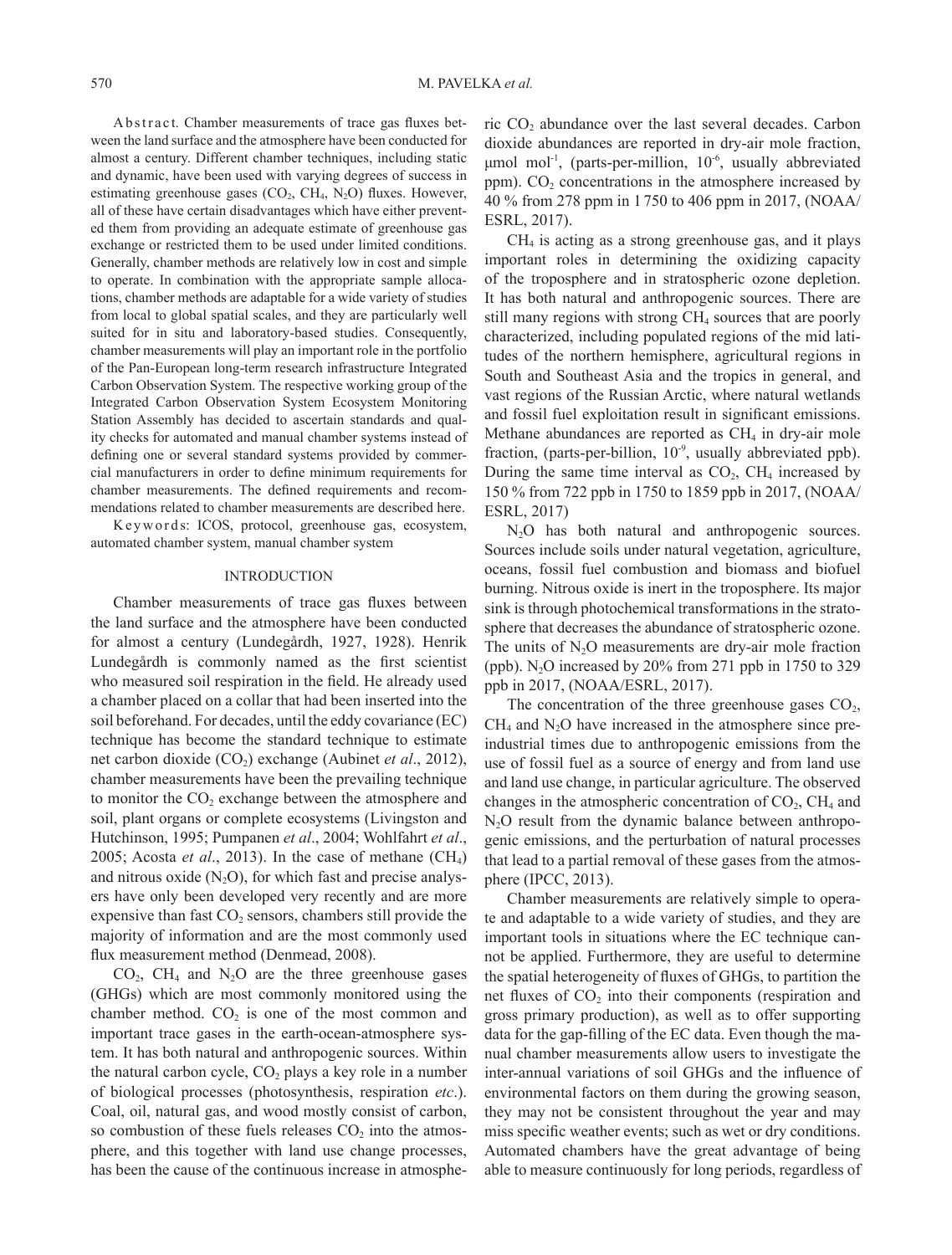Abstract. Chamber measurements of trace gas fluxes between the land surface and the atmosphere have been conducted for almost a century. Different chamber techniques, including static and dynamic, have been used with varying degrees of success in estimating greenhouse gases ($CO_2$, $CH_4$, $N_2O$) fluxes. However, all of these have certain disadvantages which have either prevented them from providing an adequate estimate of greenhouse gas exchange or restricted them to be used under limited conditions. Generally, chamber methods are relatively low in cost and simple to operate. In combination with the appropriate sample allocations, chamber methods are adaptable for a wide variety of studies from local to global spatial scales, and they are particularly well suited for in situ and laboratory-based studies. Consequently, chamber measurements will play an important role in the portfolio of the Pan-European long-term research infrastructure Integrated Carbon Observation System. The respective working group of the Integrated Carbon Observation System Ecosystem Monitoring Station Assembly has decided to ascertain standards and quality checks for automated and manual chamber systems instead of defining one or several standard systems provided by commercial manufacturers in order to define minimum requirements for chamber measurements. The defined requirements and recommendations related to chamber measurements are described here.

Keywords: ICOS, protocol, greenhouse gas, ecosystem, automated chamber system, manual chamber system

## INTRODUCTION

Chamber measurements of trace gas fluxes between the land surface and the atmosphere have been conducted for almost a century (Lundegårdh, 1927, 1928). Henrik Lundegårdh is commonly named as the first scientist who measured soil respiration in the field. He already used a chamber placed on a collar that had been inserted into the soil beforehand. For decades, until the eddy covariance (EC) technique has become the standard technique to estimate net carbon dioxide ($CO_2$) exchange (Aubinet *et al*., 2012), chamber measurements have been the prevailing technique to monitor the $CO_2$ exchange between the atmosphere and soil, plant organs or complete ecosystems (Livingston and Hutchinson, 1995; Pumpanen *et al*., 2004; Wohlfahrt *et al*., 2005; Acosta *et al*., 2013). In the case of methane ($CH_4$) and nitrous oxide ($N_2O$), for which fast and precise analysers have only been developed very recently and are more expensive than fast $CO_2$ sensors, chambers still provide the majority of information and are the most commonly used flux measurement method (Denmead, 2008).

$CO_2$, $CH_4$ and $N_2O$ are the three greenhouse gases (GHGs) which are most commonly monitored using the chamber method. $CO_2$ is one of the most common and important trace gases in the earth-ocean-atmosphere system. It has both natural and anthropogenic sources. Within the natural carbon cycle, $CO_2$ plays a key role in a number of biological processes (photosynthesis, respiration *etc*.). Coal, oil, natural gas, and wood mostly consist of carbon, so combustion of these fuels releases $CO_2$ into the atmosphere, and this together with land use change processes, has been the cause of the continuous increase in atmospheric $CO_2$ abundance over the last several decades. Carbon dioxide abundances are reported in dry-air mole fraction, μmol mol$^{-1}$, (parts-per-million, $10^{-6}$, usually abbreviated ppm). $CO_2$ concentrations in the atmosphere increased by 40 % from 278 ppm in 1 750 to 406 ppm in 2017, (NOAA/ESRL, 2017).

$CH_4$ is acting as a strong greenhouse gas, and it plays important roles in determining the oxidizing capacity of the troposphere and in stratospheric ozone depletion. It has both natural and anthropogenic sources. There are still many regions with strong $CH_4$ sources that are poorly characterized, including populated regions of the mid latitudes of the northern hemisphere, agricultural regions in South and Southeast Asia and the tropics in general, and vast regions of the Russian Arctic, where natural wetlands and fossil fuel exploitation result in significant emissions. Methane abundances are reported as $CH_4$ in dry-air mole fraction, (parts-per-billion, $10^{-9}$, usually abbreviated ppb). During the same time interval as $CO_2$, $CH_4$ increased by 150 % from 722 ppb in 1750 to 1859 ppb in 2017, (NOAA/ESRL, 2017)

$N_2O$ has both natural and anthropogenic sources. Sources include soils under natural vegetation, agriculture, oceans, fossil fuel combustion and biomass and biofuel burning. Nitrous oxide is inert in the troposphere. Its major sink is through photochemical transformations in the stratosphere that decreases the abundance of stratospheric ozone. The units of $N_2O$ measurements are dry-air mole fraction (ppb). $N_2O$ increased by 20% from 271 ppb in 1750 to 329 ppb in 2017, (NOAA/ESRL, 2017).

The concentration of the three greenhouse gases $CO_2$, $CH_4$ and $N_2O$ have increased in the atmosphere since pre-industrial times due to anthropogenic emissions from the use of fossil fuel as a source of energy and from land use and land use change, in particular agriculture. The observed changes in the atmospheric concentration of $CO_2$, $CH_4$ and $N_2O$ result from the dynamic balance between anthropogenic emissions, and the perturbation of natural processes that lead to a partial removal of these gases from the atmosphere (IPCC, 2013).

Chamber measurements are relatively simple to operate and adaptable to a wide variety of studies, and they are important tools in situations where the EC technique cannot be applied. Furthermore, they are useful to determine the spatial heterogeneity of fluxes of GHGs, to partition the net fluxes of $CO_2$ into their components (respiration and gross primary production), as well as to offer supporting data for the gap-filling of the EC data. Even though the manual chamber measurements allow users to investigate the inter-annual variations of soil GHGs and the influence of environmental factors on them during the growing season, they may not be consistent throughout the year and may miss specific weather events; such as wet or dry conditions. Automated chambers have the great advantage of being able to measure continuously for long periods, regardless of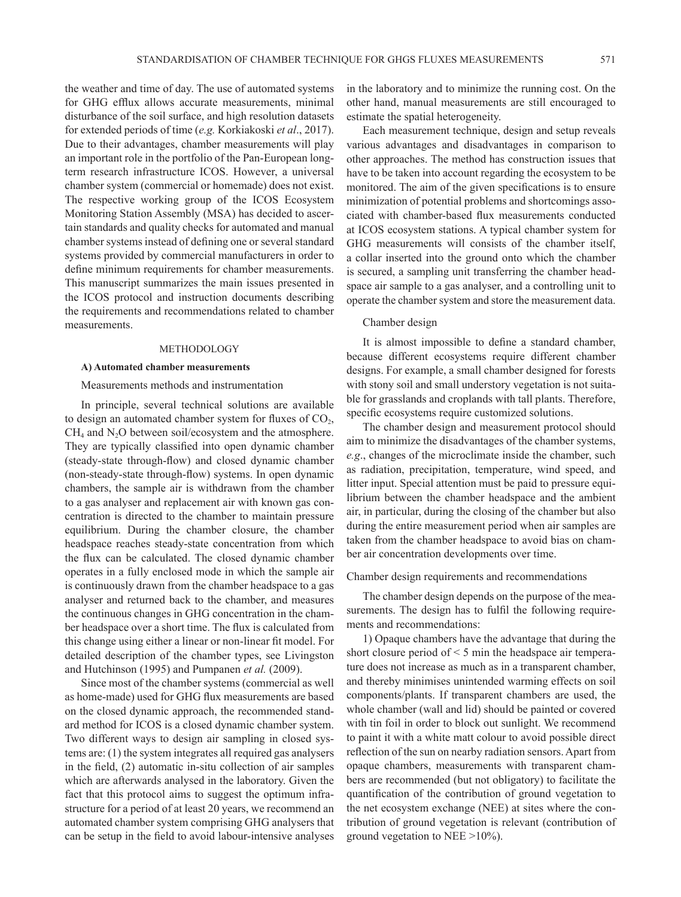the weather and time of day. The use of automated systems for GHG efflux allows accurate measurements, minimal disturbance of the soil surface, and high resolution datasets for extended periods of time (*e.g.* Korkiakoski *et al*., 2017). Due to their advantages, chamber measurements will play an important role in the portfolio of the Pan-European long-term research infrastructure ICOS. However, a universal chamber system (commercial or homemade) does not exist. The respective working group of the ICOS Ecosystem Monitoring Station Assembly (MSA) has decided to ascertain standards and quality checks for automated and manual chamber systems instead of defining one or several standard systems provided by commercial manufacturers in order to define minimum requirements for chamber measurements. This manuscript summarizes the main issues presented in the ICOS protocol and instruction documents describing the requirements and recommendations related to chamber measurements.

## METHODOLOGY

### A) Automated chamber measurements

#### Measurements methods and instrumentation

In principle, several technical solutions are available to design an automated chamber system for fluxes of $CO_2$, $CH_4$ and $N_2O$ between soil/ecosystem and the atmosphere. They are typically classified into open dynamic chamber (steady-state through-flow) and closed dynamic chamber (non-steady-state through-flow) systems. In open dynamic chambers, the sample air is withdrawn from the chamber to a gas analyser and replacement air with known gas concentration is directed to the chamber to maintain pressure equilibrium. During the chamber closure, the chamber headspace reaches steady-state concentration from which the flux can be calculated. The closed dynamic chamber operates in a fully enclosed mode in which the sample air is continuously drawn from the chamber headspace to a gas analyser and returned back to the chamber, and measures the continuous changes in GHG concentration in the chamber headspace over a short time. The flux is calculated from this change using either a linear or non-linear fit model. For detailed description of the chamber types, see Livingston and Hutchinson (1995) and Pumpanen *et al.* (2009).

Since most of the chamber systems (commercial as well as home-made) used for GHG flux measurements are based on the closed dynamic approach, the recommended standard method for ICOS is a closed dynamic chamber system. Two different ways to design air sampling in closed systems are: (1) the system integrates all required gas analysers in the field, (2) automatic in-situ collection of air samples which are afterwards analysed in the laboratory. Given the fact that this protocol aims to suggest the optimum infrastructure for a period of at least 20 years, we recommend an automated chamber system comprising GHG analysers that can be setup in the field to avoid labour-intensive analyses in the laboratory and to minimize the running cost. On the other hand, manual measurements are still encouraged to estimate the spatial heterogeneity.

Each measurement technique, design and setup reveals various advantages and disadvantages in comparison to other approaches. The method has construction issues that have to be taken into account regarding the ecosystem to be monitored. The aim of the given specifications is to ensure minimization of potential problems and shortcomings associated with chamber-based flux measurements conducted at ICOS ecosystem stations. A typical chamber system for GHG measurements will consists of the chamber itself, a collar inserted into the ground onto which the chamber is secured, a sampling unit transferring the chamber headspace air sample to a gas analyser, and a controlling unit to operate the chamber system and store the measurement data.

#### Chamber design

It is almost impossible to define a standard chamber, because different ecosystems require different chamber designs. For example, a small chamber designed for forests with stony soil and small understory vegetation is not suitable for grasslands and croplands with tall plants. Therefore, specific ecosystems require customized solutions.

The chamber design and measurement protocol should aim to minimize the disadvantages of the chamber systems, *e.g*., changes of the microclimate inside the chamber, such as radiation, precipitation, temperature, wind speed, and litter input. Special attention must be paid to pressure equilibrium between the chamber headspace and the ambient air, in particular, during the closing of the chamber but also during the entire measurement period when air samples are taken from the chamber headspace to avoid bias on chamber air concentration developments over time.

#### Chamber design requirements and recommendations

The chamber design depends on the purpose of the measurements. The design has to fulfil the following requirements and recommendations:

1) Opaque chambers have the advantage that during the short closure period of < 5 min the headspace air temperature does not increase as much as in a transparent chamber, and thereby minimises unintended warming effects on soil components/plants. If transparent chambers are used, the whole chamber (wall and lid) should be painted or covered with tin foil in order to block out sunlight. We recommend to paint it with a white matt colour to avoid possible direct reflection of the sun on nearby radiation sensors. Apart from opaque chambers, measurements with transparent chambers are recommended (but not obligatory) to facilitate the quantification of the contribution of ground vegetation to the net ecosystem exchange (NEE) at sites where the contribution of ground vegetation is relevant (contribution of ground vegetation to NEE >10%).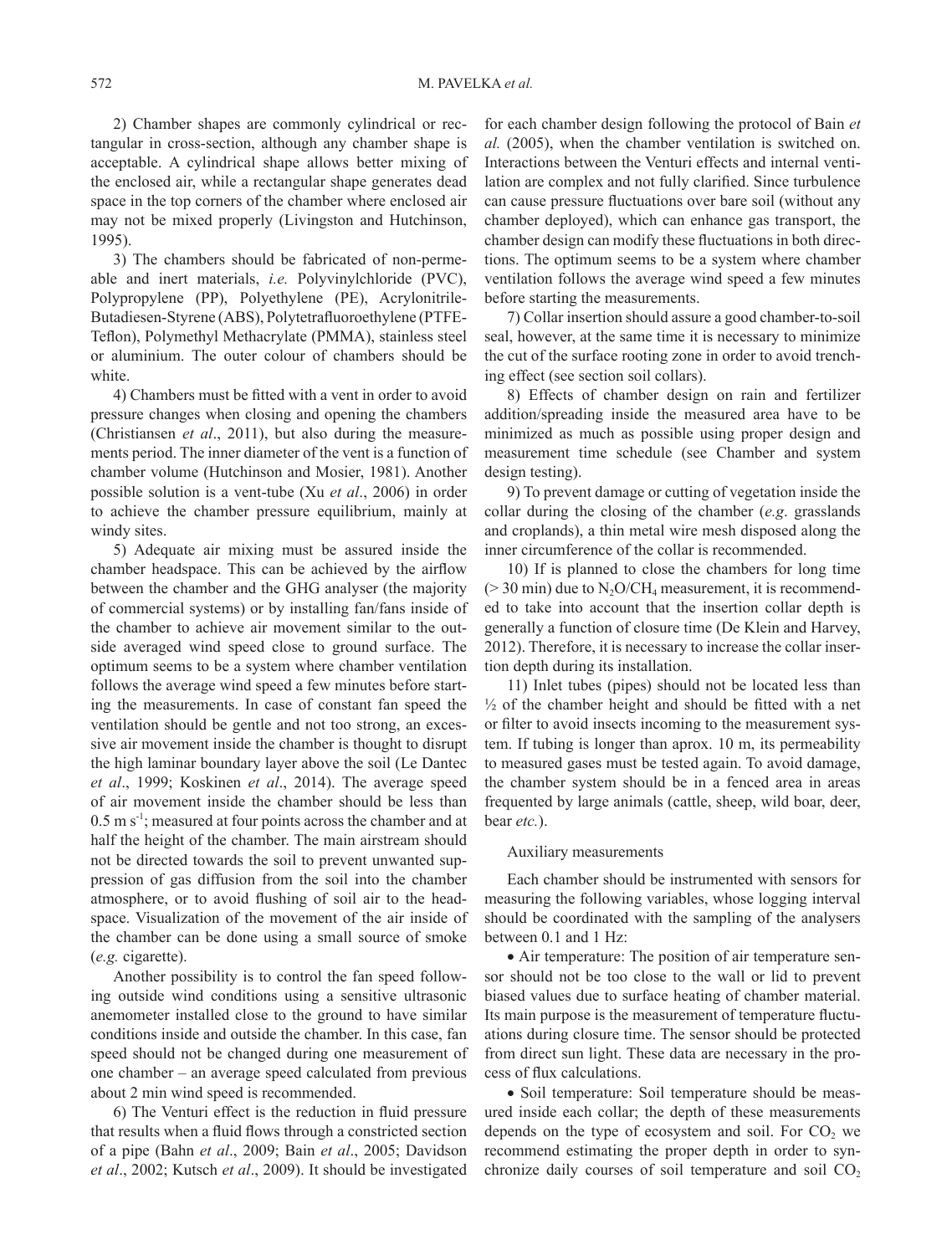2) Chamber shapes are commonly cylindrical or rectangular in cross-section, although any chamber shape is acceptable. A cylindrical shape allows better mixing of the enclosed air, while a rectangular shape generates dead space in the top corners of the chamber where enclosed air may not be mixed properly (Livingston and Hutchinson, 1995).

3) The chambers should be fabricated of non-permeable and inert materials, *i.e.* Polyvinylchloride (PVC), Polypropylene (PP), Polyethylene (PE), Acrylonitrile-Butadiesen-Styrene (ABS), Polytetrafluoroethylene (PTFE-Teflon), Polymethyl Methacrylate (PMMA), stainless steel or aluminium. The outer colour of chambers should be white.

4) Chambers must be fitted with a vent in order to avoid pressure changes when closing and opening the chambers (Christiansen *et al*., 2011), but also during the measurements period. The inner diameter of the vent is a function of chamber volume (Hutchinson and Mosier, 1981). Another possible solution is a vent-tube (Xu *et al*., 2006) in order to achieve the chamber pressure equilibrium, mainly at windy sites.

5) Adequate air mixing must be assured inside the chamber headspace. This can be achieved by the airflow between the chamber and the GHG analyser (the majority of commercial systems) or by installing fan/fans inside of the chamber to achieve air movement similar to the outside averaged wind speed close to ground surface. The optimum seems to be a system where chamber ventilation follows the average wind speed a few minutes before starting the measurements. In case of constant fan speed the ventilation should be gentle and not too strong, an excessive air movement inside the chamber is thought to disrupt the high laminar boundary layer above the soil (Le Dantec *et al*., 1999; Koskinen *et al*., 2014). The average speed of air movement inside the chamber should be less than $0.5 \text{ m s}^{-1}$; measured at four points across the chamber and at half the height of the chamber. The main airstream should not be directed towards the soil to prevent unwanted suppression of gas diffusion from the soil into the chamber atmosphere, or to avoid flushing of soil air to the headspace. Visualization of the movement of the air inside of the chamber can be done using a small source of smoke (*e.g.* cigarette).

Another possibility is to control the fan speed following outside wind conditions using a sensitive ultrasonic anemometer installed close to the ground to have similar conditions inside and outside the chamber. In this case, fan speed should not be changed during one measurement of one chamber – an average speed calculated from previous about 2 min wind speed is recommended.

6) The Venturi effect is the reduction in fluid pressure that results when a fluid flows through a constricted section of a pipe (Bahn *et al*., 2009; Bain *et al*., 2005; Davidson *et al*., 2002; Kutsch *et al*., 2009). It should be investigated for each chamber design following the protocol of Bain *et al.* (2005), when the chamber ventilation is switched on. Interactions between the Venturi effects and internal ventilation are complex and not fully clarified. Since turbulence can cause pressure fluctuations over bare soil (without any chamber deployed), which can enhance gas transport, the chamber design can modify these fluctuations in both directions. The optimum seems to be a system where chamber ventilation follows the average wind speed a few minutes before starting the measurements.

7) Collar insertion should assure a good chamber-to-soil seal, however, at the same time it is necessary to minimize the cut of the surface rooting zone in order to avoid trenching effect (see section soil collars).

8) Effects of chamber design on rain and fertilizer addition/spreading inside the measured area have to be minimized as much as possible using proper design and measurement time schedule (see Chamber and system design testing).

9) To prevent damage or cutting of vegetation inside the collar during the closing of the chamber (*e.g.* grasslands and croplands), a thin metal wire mesh disposed along the inner circumference of the collar is recommended.

10) If is planned to close the chambers for long time (> 30 min) due to $N_2O/CH_4$ measurement, it is recommended to take into account that the insertion collar depth is generally a function of closure time (De Klein and Harvey, 2012). Therefore, it is necessary to increase the collar insertion depth during its installation.

11) Inlet tubes (pipes) should not be located less than ½ of the chamber height and should be fitted with a net or filter to avoid insects incoming to the measurement system. If tubing is longer than aprox. 10 m, its permeability to measured gases must be tested again. To avoid damage, the chamber system should be in a fenced area in areas frequented by large animals (cattle, sheep, wild boar, deer, bear *etc.*).

### Auxiliary measurements

Each chamber should be instrumented with sensors for measuring the following variables, whose logging interval should be coordinated with the sampling of the analysers between 0.1 and 1 Hz:

- Air temperature: The position of air temperature sensor should not be too close to the wall or lid to prevent biased values due to surface heating of chamber material. Its main purpose is the measurement of temperature fluctuations during closure time. The sensor should be protected from direct sun light. These data are necessary in the process of flux calculations.
- Soil temperature: Soil temperature should be measured inside each collar; the depth of these measurements depends on the type of ecosystem and soil. For $CO_2$ we recommend estimating the proper depth in order to synchronize daily courses of soil temperature and soil $CO_2$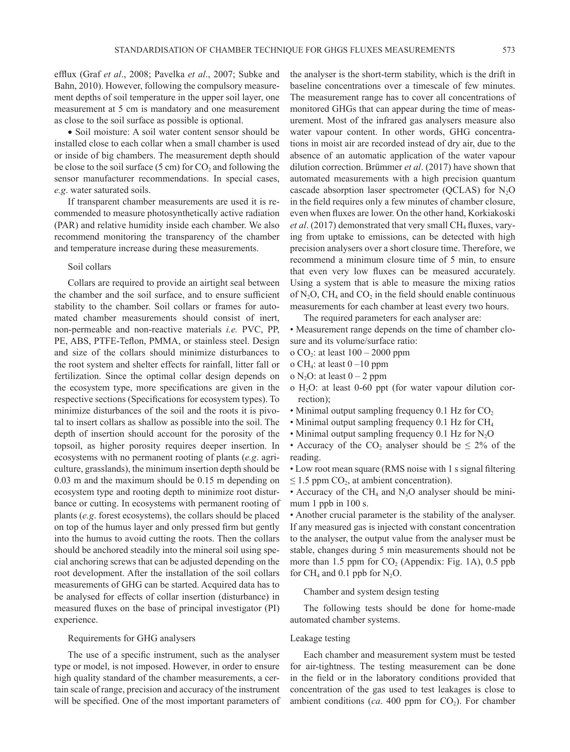efflux (Graf *et al*., 2008; Pavelka *et al*., 2007; Subke and Bahn, 2010). However, following the compulsory measurement depths of soil temperature in the upper soil layer, one measurement at 5 cm is mandatory and one measurement as close to the soil surface as possible is optional.

• Soil moisture: A soil water content sensor should be installed close to each collar when a small chamber is used or inside of big chambers. The measurement depth should be close to the soil surface (5 cm) for $CO_2$ and following the sensor manufacturer recommendations. In special cases, *e.g*. water saturated soils.

If transparent chamber measurements are used it is recommended to measure photosynthetically active radiation (PAR) and relative humidity inside each chamber. We also recommend monitoring the transparency of the chamber and temperature increase during these measurements.

### Soil collars

Collars are required to provide an airtight seal between the chamber and the soil surface, and to ensure sufficient stability to the chamber. Soil collars or frames for automated chamber measurements should consist of inert, non-permeable and non-reactive materials *i.e.* PVC, PP, PE, ABS, PTFE-Teflon, PMMA, or stainless steel. Design and size of the collars should minimize disturbances to the root system and shelter effects for rainfall, litter fall or fertilization. Since the optimal collar design depends on the ecosystem type, more specifications are given in the respective sections (Specifications for ecosystem types). To minimize disturbances of the soil and the roots it is pivotal to insert collars as shallow as possible into the soil. The depth of insertion should account for the porosity of the topsoil, as higher porosity requires deeper insertion. In ecosystems with no permanent rooting of plants (*e.g*. agriculture, grasslands), the minimum insertion depth should be 0.03 m and the maximum should be 0.15 m depending on ecosystem type and rooting depth to minimize root disturbance or cutting. In ecosystems with permanent rooting of plants (*e.g*. forest ecosystems), the collars should be placed on top of the humus layer and only pressed firm but gently into the humus to avoid cutting the roots. Then the collars should be anchored steadily into the mineral soil using special anchoring screws that can be adjusted depending on the root development. After the installation of the soil collars measurements of GHG can be started. Acquired data has to be analysed for effects of collar insertion (disturbance) in measured fluxes on the base of principal investigator (PI) experience.

### Requirements for GHG analysers

The use of a specific instrument, such as the analyser type or model, is not imposed. However, in order to ensure high quality standard of the chamber measurements, a certain scale of range, precision and accuracy of the instrument will be specified. One of the most important parameters of the analyser is the short-term stability, which is the drift in baseline concentrations over a timescale of few minutes. The measurement range has to cover all concentrations of monitored GHGs that can appear during the time of measurement. Most of the infrared gas analysers measure also water vapour content. In other words, GHG concentrations in moist air are recorded instead of dry air, due to the absence of an automatic application of the water vapour dilution correction. Brümmer *et al*. (2017) have shown that automated measurements with a high precision quantum cascade absorption laser spectrometer (QCLAS) for $N_2O$ in the field requires only a few minutes of chamber closure, even when fluxes are lower. On the other hand, Korkiakoski *et al*. (2017) demonstrated that very small $CH_4$ fluxes, varying from uptake to emissions, can be detected with high precision analysers over a short closure time. Therefore, we recommend a minimum closure time of 5 min, to ensure that even very low fluxes can be measured accurately. Using a system that is able to measure the mixing ratios of $N_2O$, $CH_4$ and $CO_2$ in the field should enable continuous measurements for each chamber at least every two hours.

The required parameters for each analyser are:

- Measurement range depends on the time of chamber closure and its volume/surface ratio:
  - o $CO_2$: at least 100 – 2000 ppm
  - o $CH_4$: at least 0 –10 ppm
  - o $N_2O$: at least 0 – 2 ppm
  - o $H_2O$: at least 0-60 ppt (for water vapour dilution correction);
- Minimal output sampling frequency 0.1 Hz for $CO_2$
- Minimal output sampling frequency 0.1 Hz for $CH_4$
- Minimal output sampling frequency 0.1 Hz for $N_2O$
- Accuracy of the $CO_2$ analyser should be $\leq$ 2% of the reading.
- Low root mean square (RMS noise with 1 s signal filtering $\leq$ 1.5 ppm $CO_2$, at ambient concentration).
- Accuracy of the $CH_4$ and $N_2O$ analyser should be minimum 1 ppb in 100 s.
- Another crucial parameter is the stability of the analyser. If any measured gas is injected with constant concentration to the analyser, the output value from the analyser must be stable, changes during 5 min measurements should not be more than 1.5 ppm for $CO_2$ (Appendix: Fig. 1A), 0.5 ppb for $CH_4$ and 0.1 ppb for $N_2O$.

### Chamber and system design testing

The following tests should be done for home-made automated chamber systems.

### Leakage testing

Each chamber and measurement system must be tested for air-tightness. The testing measurement can be done in the field or in the laboratory conditions provided that concentration of the gas used to test leakages is close to ambient conditions (*ca*. 400 ppm for $CO_2$). For chamber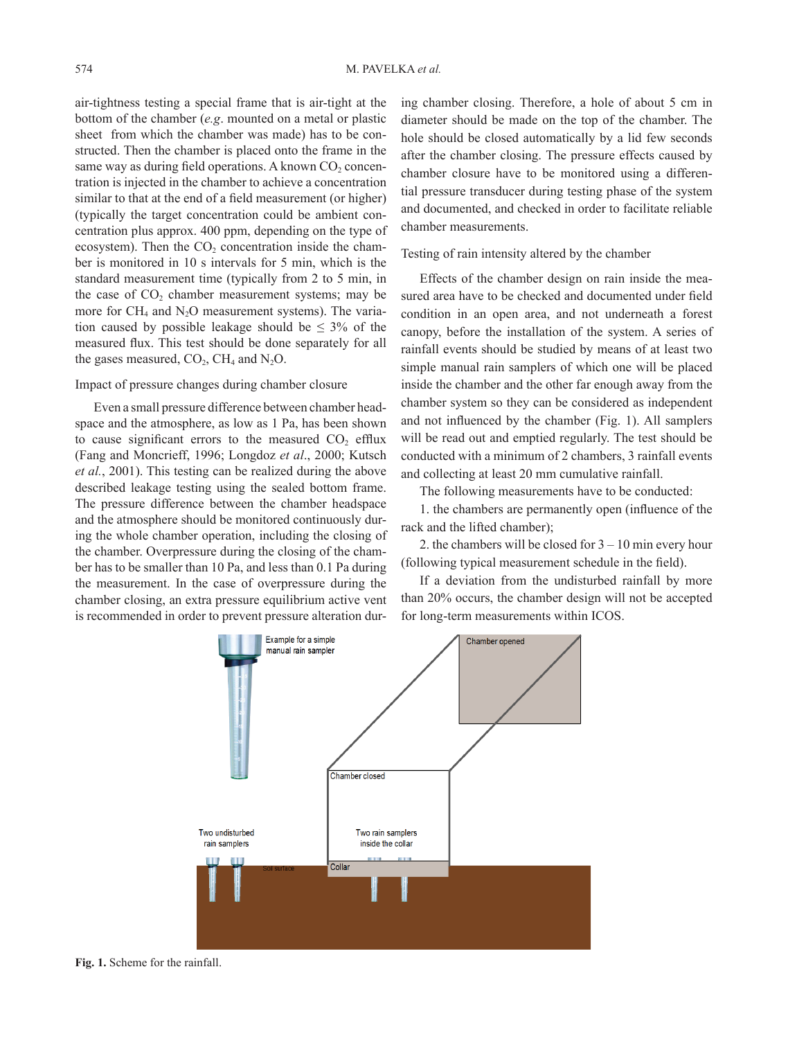air-tightness testing a special frame that is air-tight at the bottom of the chamber (*e.g*. mounted on a metal or plastic sheet from which the chamber was made) has to be constructed. Then the chamber is placed onto the frame in the same way as during field operations. A known $CO_2$ concentration is injected in the chamber to achieve a concentration similar to that at the end of a field measurement (or higher) (typically the target concentration could be ambient concentration plus approx. 400 ppm, depending on the type of ecosystem). Then the $CO_2$ concentration inside the chamber is monitored in 10 s intervals for 5 min, which is the standard measurement time (typically from 2 to 5 min, in the case of $CO_2$ chamber measurement systems; may be more for $CH_4$ and $N_2O$ measurement systems). The variation caused by possible leakage should be ≤ 3% of the measured flux. This test should be done separately for all the gases measured, $CO_2$, $CH_4$ and $N_2O$.

Impact of pressure changes during chamber closure

Even a small pressure difference between chamber headspace and the atmosphere, as low as 1 Pa, has been shown to cause significant errors to the measured $CO_2$ efflux (Fang and Moncrieff, 1996; Longdoz *et al*., 2000; Kutsch *et al.*, 2001). This testing can be realized during the above described leakage testing using the sealed bottom frame. The pressure difference between the chamber headspace and the atmosphere should be monitored continuously during the whole chamber operation, including the closing of the chamber. Overpressure during the closing of the chamber has to be smaller than 10 Pa, and less than 0.1 Pa during the measurement. In the case of overpressure during the chamber closing, an extra pressure equilibrium active vent is recommended in order to prevent pressure alteration during chamber closing. Therefore, a hole of about 5 cm in diameter should be made on the top of the chamber. The hole should be closed automatically by a lid few seconds after the chamber closing. The pressure effects caused by chamber closure have to be monitored using a differential pressure transducer during testing phase of the system and documented, and checked in order to facilitate reliable chamber measurements.

Testing of rain intensity altered by the chamber

Effects of the chamber design on rain inside the measured area have to be checked and documented under field condition in an open area, and not underneath a forest canopy, before the installation of the system. A series of rainfall events should be studied by means of at least two simple manual rain samplers of which one will be placed inside the chamber and the other far enough away from the chamber system so they can be considered as independent and not influenced by the chamber (Fig. 1). All samplers will be read out and emptied regularly. The test should be conducted with a minimum of 2 chambers, 3 rainfall events and collecting at least 20 mm cumulative rainfall.

The following measurements have to be conducted:

1. the chambers are permanently open (influence of the rack and the lifted chamber);

2. the chambers will be closed for 3 – 10 min every hour (following typical measurement schedule in the field).

If a deviation from the undisturbed rainfall by more than 20% occurs, the chamber design will not be accepted for long-term measurements within ICOS.

**Fig. 1.** Scheme for the rainfall.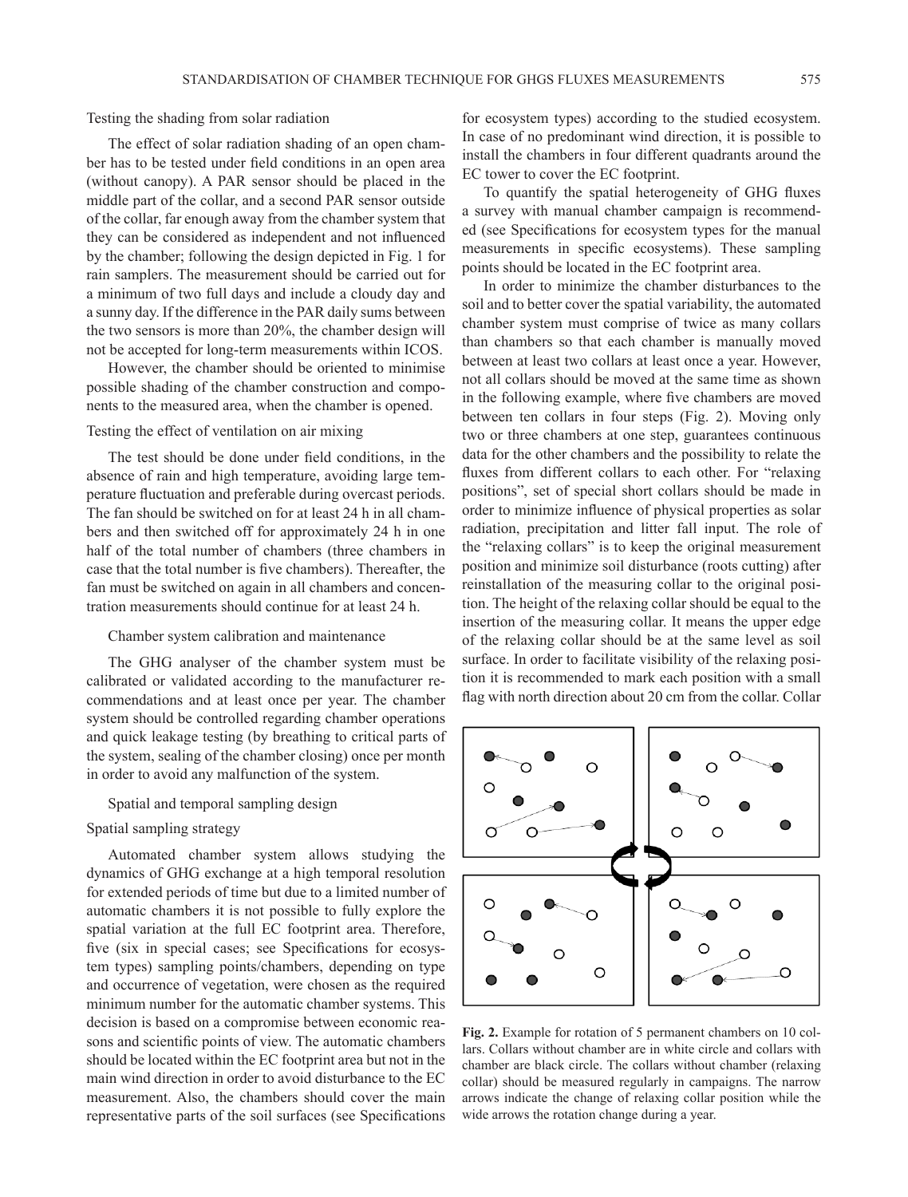Testing the shading from solar radiation

The effect of solar radiation shading of an open chamber has to be tested under field conditions in an open area (without canopy). A PAR sensor should be placed in the middle part of the collar, and a second PAR sensor outside of the collar, far enough away from the chamber system that they can be considered as independent and not influenced by the chamber; following the design depicted in Fig. 1 for rain samplers. The measurement should be carried out for a minimum of two full days and include a cloudy day and a sunny day. If the difference in the PAR daily sums between the two sensors is more than 20%, the chamber design will not be accepted for long-term measurements within ICOS.

However, the chamber should be oriented to minimise possible shading of the chamber construction and components to the measured area, when the chamber is opened.

Testing the effect of ventilation on air mixing

The test should be done under field conditions, in the absence of rain and high temperature, avoiding large temperature fluctuation and preferable during overcast periods. The fan should be switched on for at least 24 h in all chambers and then switched off for approximately 24 h in one half of the total number of chambers (three chambers in case that the total number is five chambers). Thereafter, the fan must be switched on again in all chambers and concentration measurements should continue for at least 24 h.

Chamber system calibration and maintenance

The GHG analyser of the chamber system must be calibrated or validated according to the manufacturer recommendations and at least once per year. The chamber system should be controlled regarding chamber operations and quick leakage testing (by breathing to critical parts of the system, sealing of the chamber closing) once per month in order to avoid any malfunction of the system.

Spatial and temporal sampling design

Spatial sampling strategy

Automated chamber system allows studying the dynamics of GHG exchange at a high temporal resolution for extended periods of time but due to a limited number of automatic chambers it is not possible to fully explore the spatial variation at the full EC footprint area. Therefore, five (six in special cases; see Specifications for ecosystem types) sampling points/chambers, depending on type and occurrence of vegetation, were chosen as the required minimum number for the automatic chamber systems. This decision is based on a compromise between economic reasons and scientific points of view. The automatic chambers should be located within the EC footprint area but not in the main wind direction in order to avoid disturbance to the EC measurement. Also, the chambers should cover the main representative parts of the soil surfaces (see Specifications for ecosystem types) according to the studied ecosystem. In case of no predominant wind direction, it is possible to install the chambers in four different quadrants around the EC tower to cover the EC footprint.

To quantify the spatial heterogeneity of GHG fluxes a survey with manual chamber campaign is recommended (see Specifications for ecosystem types for the manual measurements in specific ecosystems). These sampling points should be located in the EC footprint area.

In order to minimize the chamber disturbances to the soil and to better cover the spatial variability, the automated chamber system must comprise of twice as many collars than chambers so that each chamber is manually moved between at least two collars at least once a year. However, not all collars should be moved at the same time as shown in the following example, where five chambers are moved between ten collars in four steps (Fig. 2). Moving only two or three chambers at one step, guarantees continuous data for the other chambers and the possibility to relate the fluxes from different collars to each other. For "relaxing positions", set of special short collars should be made in order to minimize influence of physical properties as solar radiation, precipitation and litter fall input. The role of the "relaxing collars" is to keep the original measurement position and minimize soil disturbance (roots cutting) after reinstallation of the measuring collar to the original position. The height of the relaxing collar should be equal to the insertion of the measuring collar. It means the upper edge of the relaxing collar should be at the same level as soil surface. In order to facilitate visibility of the relaxing position it is recommended to mark each position with a small flag with north direction about 20 cm from the collar. Collar

**Fig. 2.** Example for rotation of 5 permanent chambers on 10 collars. Collars without chamber are in white circle and collars with chamber are black circle. The collars without chamber (relaxing collar) should be measured regularly in campaigns. The narrow arrows indicate the change of relaxing collar position while the wide arrows the rotation change during a year.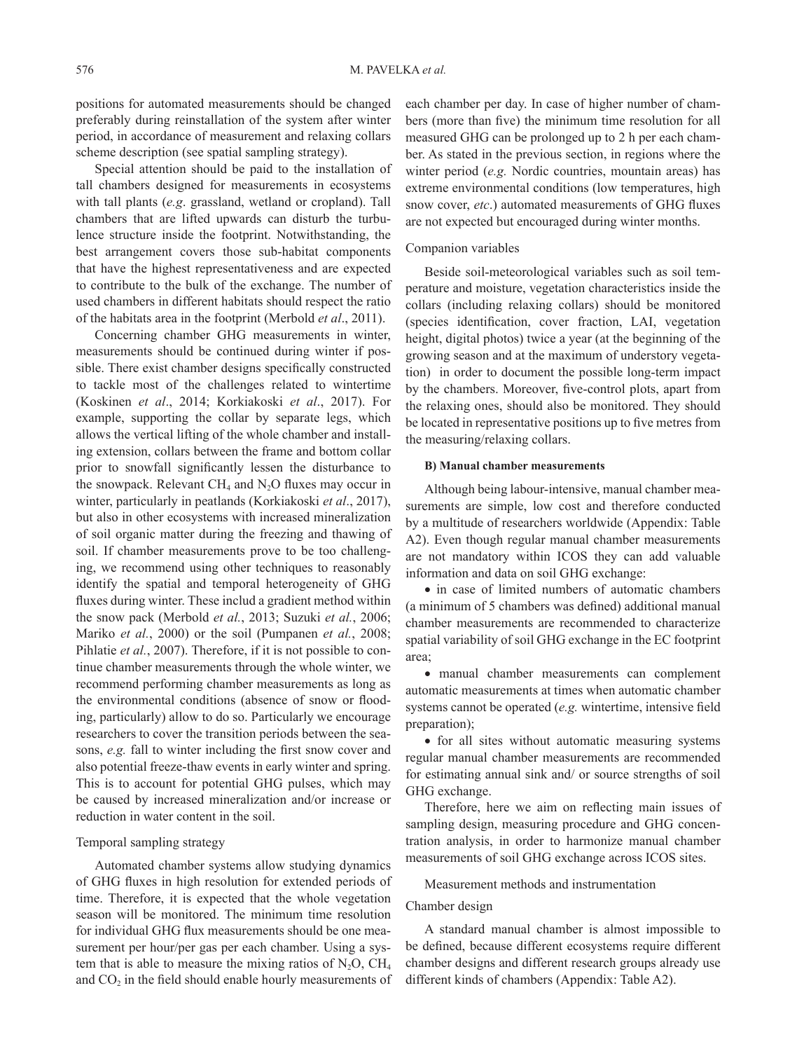positions for automated measurements should be changed preferably during reinstallation of the system after winter period, in accordance of measurement and relaxing collars scheme description (see spatial sampling strategy).

Special attention should be paid to the installation of tall chambers designed for measurements in ecosystems with tall plants (*e.g*. grassland, wetland or cropland). Tall chambers that are lifted upwards can disturb the turbulence structure inside the footprint. Notwithstanding, the best arrangement covers those sub-habitat components that have the highest representativeness and are expected to contribute to the bulk of the exchange. The number of used chambers in different habitats should respect the ratio of the habitats area in the footprint (Merbold *et al*., 2011).

Concerning chamber GHG measurements in winter, measurements should be continued during winter if possible. There exist chamber designs specifically constructed to tackle most of the challenges related to wintertime (Koskinen *et al*., 2014; Korkiakoski *et al*., 2017). For example, supporting the collar by separate legs, which allows the vertical lifting of the whole chamber and installing extension, collars between the frame and bottom collar prior to snowfall significantly lessen the disturbance to the snowpack. Relevant $CH_4$ and $N_2O$ fluxes may occur in winter, particularly in peatlands (Korkiakoski *et al*., 2017), but also in other ecosystems with increased mineralization of soil organic matter during the freezing and thawing of soil. If chamber measurements prove to be too challenging, we recommend using other techniques to reasonably identify the spatial and temporal heterogeneity of GHG fluxes during winter. These includ a gradient method within the snow pack (Merbold *et al.*, 2013; Suzuki *et al.*, 2006; Mariko *et al.*, 2000) or the soil (Pumpanen *et al.*, 2008; Pihlatie *et al.*, 2007). Therefore, if it is not possible to continue chamber measurements through the whole winter, we recommend performing chamber measurements as long as the environmental conditions (absence of snow or flooding, particularly) allow to do so. Particularly we encourage researchers to cover the transition periods between the seasons, *e.g.* fall to winter including the first snow cover and also potential freeze-thaw events in early winter and spring. This is to account for potential GHG pulses, which may be caused by increased mineralization and/or increase or reduction in water content in the soil.

Temporal sampling strategy

Automated chamber systems allow studying dynamics of GHG fluxes in high resolution for extended periods of time. Therefore, it is expected that the whole vegetation season will be monitored. The minimum time resolution for individual GHG flux measurements should be one measurement per hour/per gas per each chamber. Using a system that is able to measure the mixing ratios of $N_2O$, $CH_4$ and $CO_2$ in the field should enable hourly measurements of each chamber per day. In case of higher number of chambers (more than five) the minimum time resolution for all measured GHG can be prolonged up to 2 h per each chamber. As stated in the previous section, in regions where the winter period (*e.g.* Nordic countries, mountain areas) has extreme environmental conditions (low temperatures, high snow cover, *etc*.) automated measurements of GHG fluxes are not expected but encouraged during winter months.

Companion variables

Beside soil-meteorological variables such as soil temperature and moisture, vegetation characteristics inside the collars (including relaxing collars) should be monitored (species identification, cover fraction, LAI, vegetation height, digital photos) twice a year (at the beginning of the growing season and at the maximum of understory vegetation) in order to document the possible long-term impact by the chambers. Moreover, five-control plots, apart from the relaxing ones, should also be monitored. They should be located in representative positions up to five metres from the measuring/relaxing collars.

#### B) Manual chamber measurements

Although being labour-intensive, manual chamber measurements are simple, low cost and therefore conducted by a multitude of researchers worldwide (Appendix: Table A2). Even though regular manual chamber measurements are not mandatory within ICOS they can add valuable information and data on soil GHG exchange:

- in case of limited numbers of automatic chambers (a minimum of 5 chambers was defined) additional manual chamber measurements are recommended to characterize spatial variability of soil GHG exchange in the EC footprint area;
- manual chamber measurements can complement automatic measurements at times when automatic chamber systems cannot be operated (*e.g.* wintertime, intensive field preparation);
- for all sites without automatic measuring systems regular manual chamber measurements are recommended for estimating annual sink and/ or source strengths of soil GHG exchange.

Therefore, here we aim on reflecting main issues of sampling design, measuring procedure and GHG concentration analysis, in order to harmonize manual chamber measurements of soil GHG exchange across ICOS sites.

Measurement methods and instrumentation

Chamber design

A standard manual chamber is almost impossible to be defined, because different ecosystems require different chamber designs and different research groups already use different kinds of chambers (Appendix: Table A2).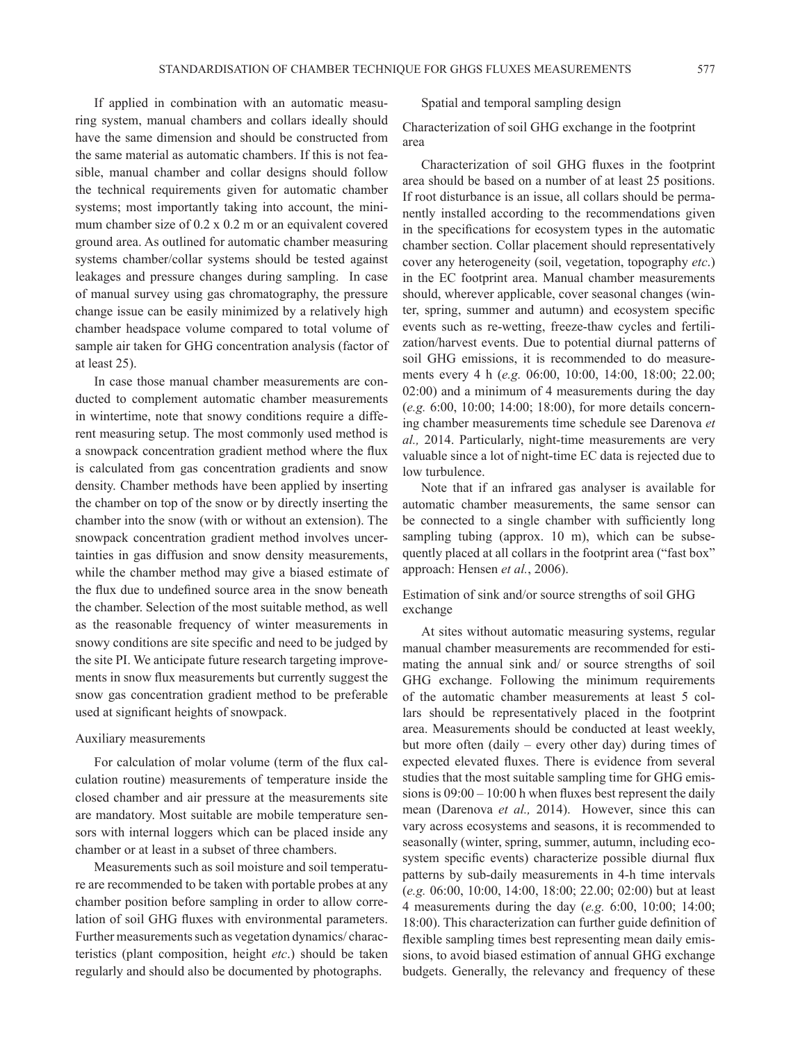If applied in combination with an automatic measuring system, manual chambers and collars ideally should have the same dimension and should be constructed from the same material as automatic chambers. If this is not feasible, manual chamber and collar designs should follow the technical requirements given for automatic chamber systems; most importantly taking into account, the minimum chamber size of 0.2 x 0.2 m or an equivalent covered ground area. As outlined for automatic chamber measuring systems chamber/collar systems should be tested against leakages and pressure changes during sampling. In case of manual survey using gas chromatography, the pressure change issue can be easily minimized by a relatively high chamber headspace volume compared to total volume of sample air taken for GHG concentration analysis (factor of at least 25).

In case those manual chamber measurements are conducted to complement automatic chamber measurements in wintertime, note that snowy conditions require a different measuring setup. The most commonly used method is a snowpack concentration gradient method where the flux is calculated from gas concentration gradients and snow density. Chamber methods have been applied by inserting the chamber on top of the snow or by directly inserting the chamber into the snow (with or without an extension). The snowpack concentration gradient method involves uncertainties in gas diffusion and snow density measurements, while the chamber method may give a biased estimate of the flux due to undefined source area in the snow beneath the chamber. Selection of the most suitable method, as well as the reasonable frequency of winter measurements in snowy conditions are site specific and need to be judged by the site PI. We anticipate future research targeting improvements in snow flux measurements but currently suggest the snow gas concentration gradient method to be preferable used at significant heights of snowpack.

### Auxiliary measurements

For calculation of molar volume (term of the flux calculation routine) measurements of temperature inside the closed chamber and air pressure at the measurements site are mandatory. Most suitable are mobile temperature sensors with internal loggers which can be placed inside any chamber or at least in a subset of three chambers.

Measurements such as soil moisture and soil temperature are recommended to be taken with portable probes at any chamber position before sampling in order to allow correlation of soil GHG fluxes with environmental parameters. Further measurements such as vegetation dynamics/ characteristics (plant composition, height *etc*.) should be taken regularly and should also be documented by photographs.

### Spatial and temporal sampling design

#### Characterization of soil GHG exchange in the footprint area

Characterization of soil GHG fluxes in the footprint area should be based on a number of at least 25 positions. If root disturbance is an issue, all collars should be permanently installed according to the recommendations given in the specifications for ecosystem types in the automatic chamber section. Collar placement should representatively cover any heterogeneity (soil, vegetation, topography *etc*.) in the EC footprint area. Manual chamber measurements should, wherever applicable, cover seasonal changes (winter, spring, summer and autumn) and ecosystem specific events such as re-wetting, freeze-thaw cycles and fertilization/harvest events. Due to potential diurnal patterns of soil GHG emissions, it is recommended to do measurements every 4 h (*e.g.* 06:00, 10:00, 14:00, 18:00; 22.00; 02:00) and a minimum of 4 measurements during the day (*e.g.* 6:00, 10:00; 14:00; 18:00), for more details concerning chamber measurements time schedule see Darenova *et al.,* 2014. Particularly, night-time measurements are very valuable since a lot of night-time EC data is rejected due to low turbulence.

Note that if an infrared gas analyser is available for automatic chamber measurements, the same sensor can be connected to a single chamber with sufficiently long sampling tubing (approx. 10 m), which can be subsequently placed at all collars in the footprint area ("fast box" approach: Hensen *et al.*, 2006).

#### Estimation of sink and/or source strengths of soil GHG exchange

At sites without automatic measuring systems, regular manual chamber measurements are recommended for estimating the annual sink and/ or source strengths of soil GHG exchange. Following the minimum requirements of the automatic chamber measurements at least 5 collars should be representatively placed in the footprint area. Measurements should be conducted at least weekly, but more often (daily – every other day) during times of expected elevated fluxes. There is evidence from several studies that the most suitable sampling time for GHG emissions is 09:00 – 10:00 h when fluxes best represent the daily mean (Darenova *et al.,* 2014). However, since this can vary across ecosystems and seasons, it is recommended to seasonally (winter, spring, summer, autumn, including ecosystem specific events) characterize possible diurnal flux patterns by sub-daily measurements in 4-h time intervals (*e.g.* 06:00, 10:00, 14:00, 18:00; 22.00; 02:00) but at least 4 measurements during the day (*e.g.* 6:00, 10:00; 14:00; 18:00). This characterization can further guide definition of flexible sampling times best representing mean daily emissions, to avoid biased estimation of annual GHG exchange budgets. Generally, the relevancy and frequency of these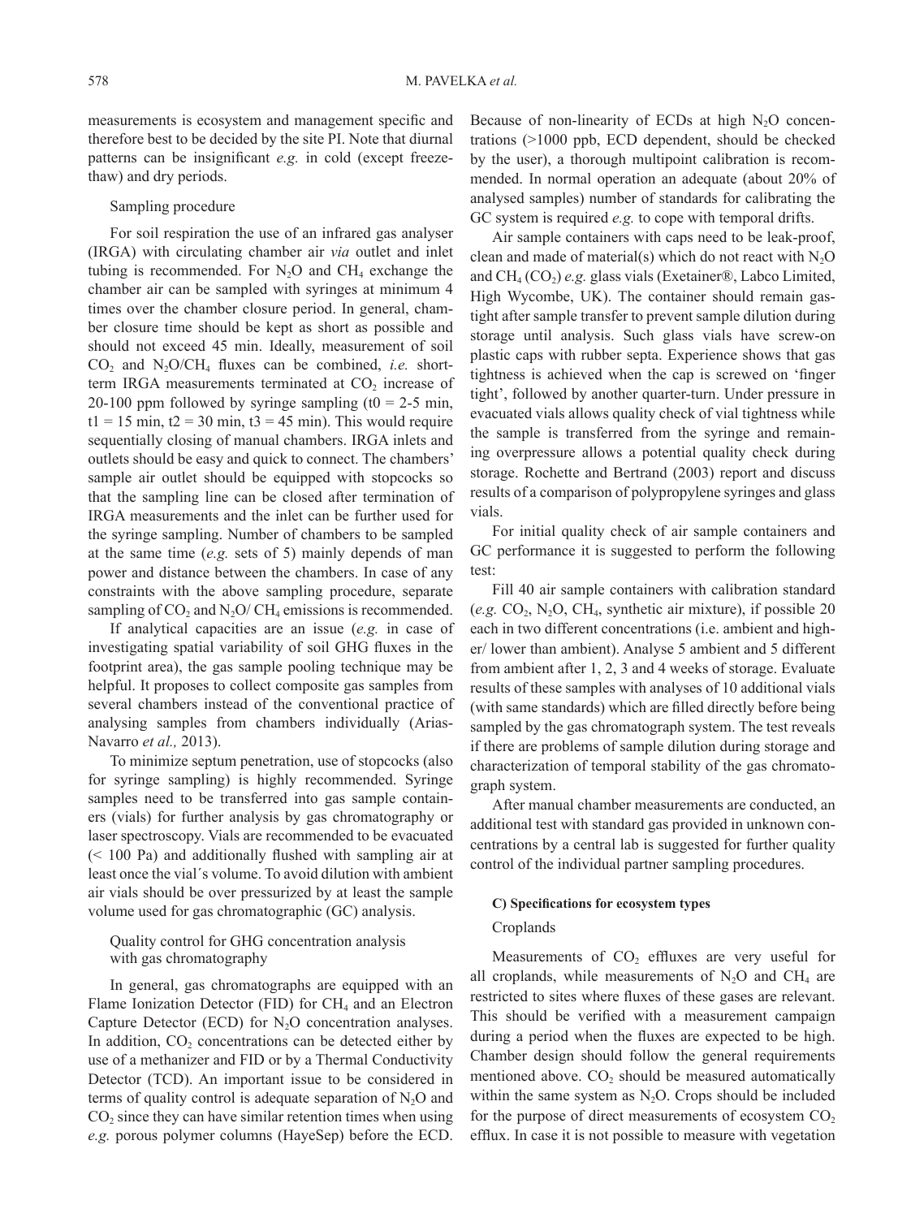measurements is ecosystem and management specific and therefore best to be decided by the site PI. Note that diurnal patterns can be insignificant *e.g.* in cold (except freeze-thaw) and dry periods.

Sampling procedure

For soil respiration the use of an infrared gas analyser (IRGA) with circulating chamber air *via* outlet and inlet tubing is recommended. For $N_2O$ and $CH_4$ exchange the chamber air can be sampled with syringes at minimum 4 times over the chamber closure period. In general, chamber closure time should be kept as short as possible and should not exceed 45 min. Ideally, measurement of soil $CO_2$ and $N_2O$/$CH_4$ fluxes can be combined, *i.e.* short-term IRGA measurements terminated at $CO_2$ increase of 20-100 ppm followed by syringe sampling (t0 = 2-5 min, t1 = 15 min, t2 = 30 min, t3 = 45 min). This would require sequentially closing of manual chambers. IRGA inlets and outlets should be easy and quick to connect. The chambers' sample air outlet should be equipped with stopcocks so that the sampling line can be closed after termination of IRGA measurements and the inlet can be further used for the syringe sampling. Number of chambers to be sampled at the same time (*e.g.* sets of 5) mainly depends of man power and distance between the chambers. In case of any constraints with the above sampling procedure, separate sampling of $CO_2$ and $N_2O$/ $CH_4$ emissions is recommended.

If analytical capacities are an issue (*e.g.* in case of investigating spatial variability of soil GHG fluxes in the footprint area), the gas sample pooling technique may be helpful. It proposes to collect composite gas samples from several chambers instead of the conventional practice of analysing samples from chambers individually (Arias-Navarro *et al.,* 2013).

To minimize septum penetration, use of stopcocks (also for syringe sampling) is highly recommended. Syringe samples need to be transferred into gas sample containers (vials) for further analysis by gas chromatography or laser spectroscopy. Vials are recommended to be evacuated (< 100 Pa) and additionally flushed with sampling air at least once the vial´s volume. To avoid dilution with ambient air vials should be over pressurized by at least the sample volume used for gas chromatographic (GC) analysis.

Quality control for GHG concentration analysis with gas chromatography

In general, gas chromatographs are equipped with an Flame Ionization Detector (FID) for $CH_4$ and an Electron Capture Detector (ECD) for $N_2O$ concentration analyses. In addition, $CO_2$ concentrations can be detected either by use of a methanizer and FID or by a Thermal Conductivity Detector (TCD). An important issue to be considered in terms of quality control is adequate separation of $N_2O$ and $CO_2$ since they can have similar retention times when using *e.g.* porous polymer columns (HayeSep) before the ECD. Because of non-linearity of ECDs at high $N_2O$ concentrations (>1000 ppb, ECD dependent, should be checked by the user), a thorough multipoint calibration is recommended. In normal operation an adequate (about 20% of analysed samples) number of standards for calibrating the GC system is required *e.g.* to cope with temporal drifts.

Air sample containers with caps need to be leak-proof, clean and made of material(s) which do not react with $N_2O$ and $CH_4$ ($CO_2$) *e.g.* glass vials (Exetainer®, Labco Limited, High Wycombe, UK). The container should remain gas-tight after sample transfer to prevent sample dilution during storage until analysis. Such glass vials have screw-on plastic caps with rubber septa. Experience shows that gas tightness is achieved when the cap is screwed on 'finger tight', followed by another quarter-turn. Under pressure in evacuated vials allows quality check of vial tightness while the sample is transferred from the syringe and remaining overpressure allows a potential quality check during storage. Rochette and Bertrand (2003) report and discuss results of a comparison of polypropylene syringes and glass vials.

For initial quality check of air sample containers and GC performance it is suggested to perform the following test:

Fill 40 air sample containers with calibration standard (*e.g.* $CO_2$, $N_2O$, $CH_4$, synthetic air mixture), if possible 20 each in two different concentrations (i.e. ambient and higher/ lower than ambient). Analyse 5 ambient and 5 different from ambient after 1, 2, 3 and 4 weeks of storage. Evaluate results of these samples with analyses of 10 additional vials (with same standards) which are filled directly before being sampled by the gas chromatograph system. The test reveals if there are problems of sample dilution during storage and characterization of temporal stability of the gas chromatograph system.

After manual chamber measurements are conducted, an additional test with standard gas provided in unknown concentrations by a central lab is suggested for further quality control of the individual partner sampling procedures.

#### C) Specifications for ecosystem types

Croplands

Measurements of $CO_2$ effluxes are very useful for all croplands, while measurements of $N_2O$ and $CH_4$ are restricted to sites where fluxes of these gases are relevant. This should be verified with a measurement campaign during a period when the fluxes are expected to be high. Chamber design should follow the general requirements mentioned above. $CO_2$ should be measured automatically within the same system as $N_2O$. Crops should be included for the purpose of direct measurements of ecosystem $CO_2$ efflux. In case it is not possible to measure with vegetation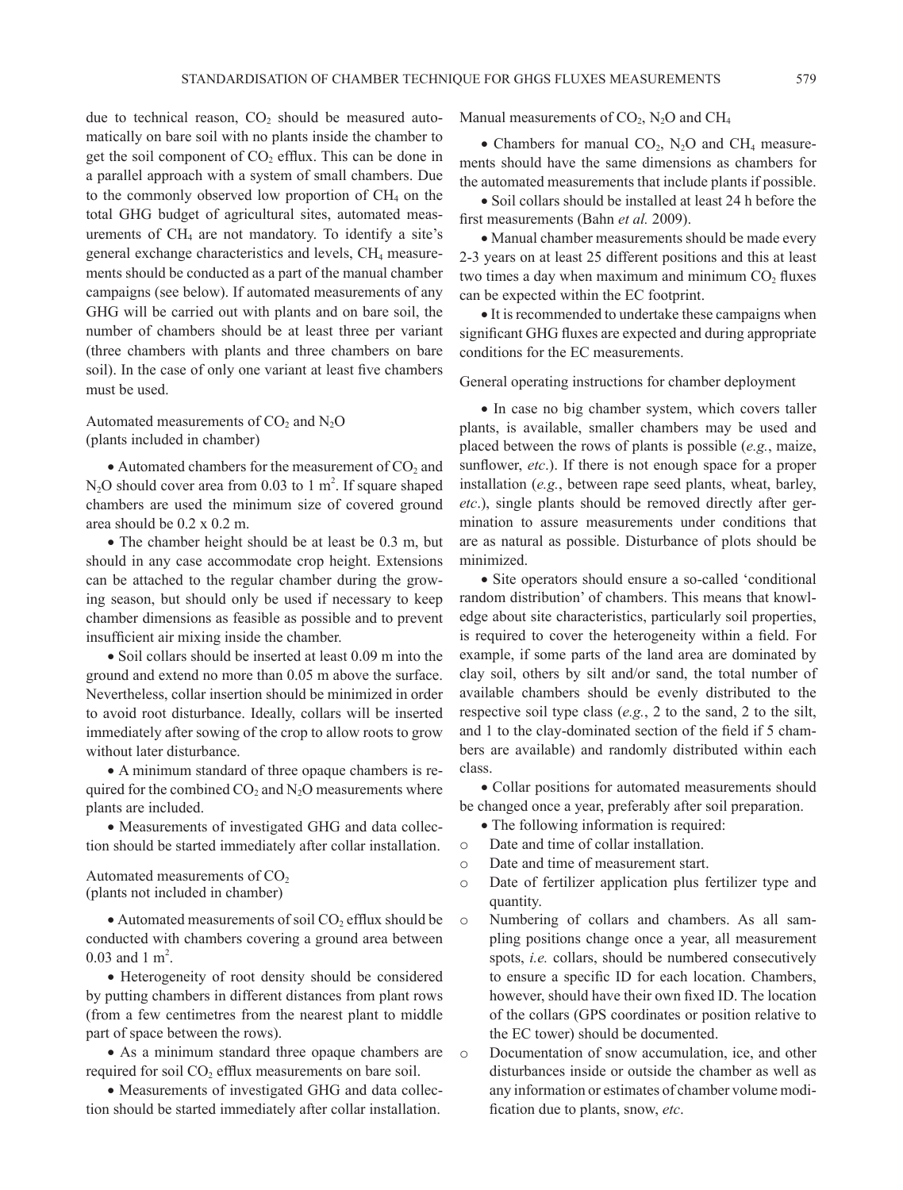due to technical reason, $CO_2$ should be measured automatically on bare soil with no plants inside the chamber to get the soil component of $CO_2$ efflux. This can be done in a parallel approach with a system of small chambers. Due to the commonly observed low proportion of $CH_4$ on the total GHG budget of agricultural sites, automated measurements of $CH_4$ are not mandatory. To identify a site's general exchange characteristics and levels, $CH_4$ measurements should be conducted as a part of the manual chamber campaigns (see below). If automated measurements of any GHG will be carried out with plants and on bare soil, the number of chambers should be at least three per variant (three chambers with plants and three chambers on bare soil). In the case of only one variant at least five chambers must be used.

Automated measurements of $CO_2$ and $N_2O$ (plants included in chamber)

- Automated chambers for the measurement of $CO_2$ and $N_2O$ should cover area from 0.03 to 1 $m^2$. If square shaped chambers are used the minimum size of covered ground area should be 0.2 x 0.2 m.
- The chamber height should be at least be 0.3 m, but should in any case accommodate crop height. Extensions can be attached to the regular chamber during the growing season, but should only be used if necessary to keep chamber dimensions as feasible as possible and to prevent insufficient air mixing inside the chamber.
- Soil collars should be inserted at least 0.09 m into the ground and extend no more than 0.05 m above the surface. Nevertheless, collar insertion should be minimized in order to avoid root disturbance. Ideally, collars will be inserted immediately after sowing of the crop to allow roots to grow without later disturbance.
- A minimum standard of three opaque chambers is required for the combined $CO_2$ and $N_2O$ measurements where plants are included.
- Measurements of investigated GHG and data collection should be started immediately after collar installation.

Automated measurements of $CO_2$ (plants not included in chamber)

- Automated measurements of soil $CO_2$ efflux should be conducted with chambers covering a ground area between 0.03 and 1 $m^2$.
- Heterogeneity of root density should be considered by putting chambers in different distances from plant rows (from a few centimetres from the nearest plant to middle part of space between the rows).
- As a minimum standard three opaque chambers are required for soil $CO_2$ efflux measurements on bare soil.
- Measurements of investigated GHG and data collection should be started immediately after collar installation.

Manual measurements of $CO_2$, $N_2O$ and $CH_4$

- Chambers for manual $CO_2$, $N_2O$ and $CH_4$ measurements should have the same dimensions as chambers for the automated measurements that include plants if possible.
- Soil collars should be installed at least 24 h before the first measurements (Bahn *et al.* 2009).
- Manual chamber measurements should be made every 2-3 years on at least 25 different positions and this at least two times a day when maximum and minimum $CO_2$ fluxes can be expected within the EC footprint.
- It is recommended to undertake these campaigns when significant GHG fluxes are expected and during appropriate conditions for the EC measurements.

General operating instructions for chamber deployment

- In case no big chamber system, which covers taller plants, is available, smaller chambers may be used and placed between the rows of plants is possible (*e.g.*, maize, sunflower, *etc*.). If there is not enough space for a proper installation (*e.g.*, between rape seed plants, wheat, barley, *etc*.), single plants should be removed directly after germination to assure measurements under conditions that are as natural as possible. Disturbance of plots should be minimized.
- Site operators should ensure a so-called 'conditional random distribution' of chambers. This means that knowledge about site characteristics, particularly soil properties, is required to cover the heterogeneity within a field. For example, if some parts of the land area are dominated by clay soil, others by silt and/or sand, the total number of available chambers should be evenly distributed to the respective soil type class (*e.g.*, 2 to the sand, 2 to the silt, and 1 to the clay-dominated section of the field if 5 chambers are available) and randomly distributed within each class.
- Collar positions for automated measurements should be changed once a year, preferably after soil preparation.
- The following information is required:
  - Date and time of collar installation.
  - Date and time of measurement start.
  - Date of fertilizer application plus fertilizer type and quantity.
  - Numbering of collars and chambers. As all sampling positions change once a year, all measurement spots, *i.e.* collars, should be numbered consecutively to ensure a specific ID for each location. Chambers, however, should have their own fixed ID. The location of the collars (GPS coordinates or position relative to the EC tower) should be documented.
  - Documentation of snow accumulation, ice, and other disturbances inside or outside the chamber as well as any information or estimates of chamber volume modification due to plants, snow, *etc*.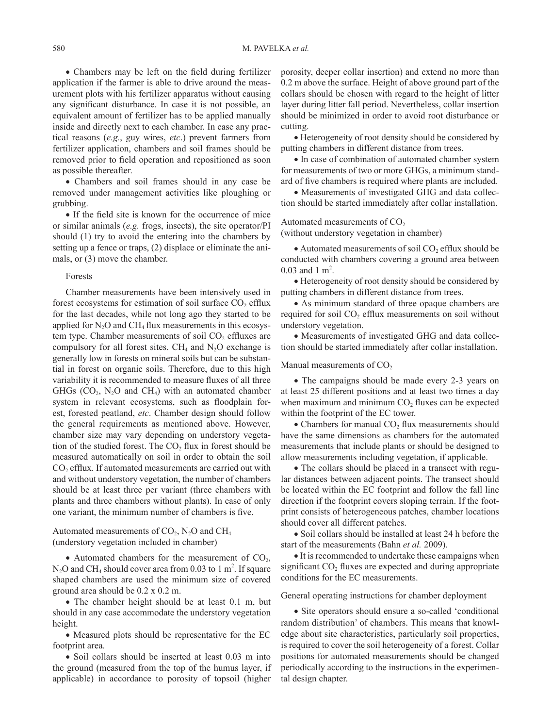• Chambers may be left on the field during fertilizer application if the farmer is able to drive around the measurement plots with his fertilizer apparatus without causing any significant disturbance. In case it is not possible, an equivalent amount of fertilizer has to be applied manually inside and directly next to each chamber. In case any practical reasons (*e.g.*, guy wires, *etc*.) prevent farmers from fertilizer application, chambers and soil frames should be removed prior to field operation and repositioned as soon as possible thereafter.

• Chambers and soil frames should in any case be removed under management activities like ploughing or grubbing.

• If the field site is known for the occurrence of mice or similar animals (*e.g.* frogs, insects), the site operator/PI should (1) try to avoid the entering into the chambers by setting up a fence or traps, (2) displace or eliminate the animals, or (3) move the chamber.

### Forests

Chamber measurements have been intensively used in forest ecosystems for estimation of soil surface $CO_2$ efflux for the last decades, while not long ago they started to be applied for $N_2O$ and $CH_4$ flux measurements in this ecosystem type. Chamber measurements of soil $CO_2$ effluxes are compulsory for all forest sites. $CH_4$ and $N_2O$ exchange is generally low in forests on mineral soils but can be substantial in forest on organic soils. Therefore, due to this high variability it is recommended to measure fluxes of all three GHGs ($CO_2$, $N_2O$ and $CH_4$) with an automated chamber system in relevant ecosystems, such as floodplain forest, forested peatland, *etc*. Chamber design should follow the general requirements as mentioned above. However, chamber size may vary depending on understory vegetation of the studied forest. The $CO_2$ flux in forest should be measured automatically on soil in order to obtain the soil $CO_2$ efflux. If automated measurements are carried out with and without understory vegetation, the number of chambers should be at least three per variant (three chambers with plants and three chambers without plants). In case of only one variant, the minimum number of chambers is five.

#### Automated measurements of $CO_2$, $N_2O$ and $CH_4$ (understory vegetation included in chamber)

• Automated chambers for the measurement of $CO_2$, $N_2O$ and $CH_4$ should cover area from 0.03 to 1 m$^2$. If square shaped chambers are used the minimum size of covered ground area should be 0.2 x 0.2 m.

• The chamber height should be at least 0.1 m, but should in any case accommodate the understory vegetation height.

• Measured plots should be representative for the EC footprint area.

• Soil collars should be inserted at least 0.03 m into the ground (measured from the top of the humus layer, if applicable) in accordance to porosity of topsoil (higher porosity, deeper collar insertion) and extend no more than 0.2 m above the surface. Height of above ground part of the collars should be chosen with regard to the height of litter layer during litter fall period. Nevertheless, collar insertion should be minimized in order to avoid root disturbance or cutting.

• Heterogeneity of root density should be considered by putting chambers in different distance from trees.

• In case of combination of automated chamber system for measurements of two or more GHGs, a minimum standard of five chambers is required where plants are included.

• Measurements of investigated GHG and data collection should be started immediately after collar installation.

#### Automated measurements of $CO_2$ (without understory vegetation in chamber)

• Automated measurements of soil $CO_2$ efflux should be conducted with chambers covering a ground area between 0.03 and 1 m$^2$.

• Heterogeneity of root density should be considered by putting chambers in different distance from trees.

• As minimum standard of three opaque chambers are required for soil $CO_2$ efflux measurements on soil without understory vegetation.

• Measurements of investigated GHG and data collection should be started immediately after collar installation.

#### Manual measurements of $CO_2$

• The campaigns should be made every 2-3 years on at least 25 different positions and at least two times a day when maximum and minimum $CO_2$ fluxes can be expected within the footprint of the EC tower.

• Chambers for manual $CO_2$ flux measurements should have the same dimensions as chambers for the automated measurements that include plants or should be designed to allow measurements including vegetation, if applicable.

• The collars should be placed in a transect with regular distances between adjacent points. The transect should be located within the EC footprint and follow the fall line direction if the footprint covers sloping terrain. If the footprint consists of heterogeneous patches, chamber locations should cover all different patches.

• Soil collars should be installed at least 24 h before the start of the measurements (Bahn *et al.* 2009).

• It is recommended to undertake these campaigns when significant $CO_2$ fluxes are expected and during appropriate conditions for the EC measurements.

#### General operating instructions for chamber deployment

• Site operators should ensure a so-called 'conditional random distribution' of chambers. This means that knowledge about site characteristics, particularly soil properties, is required to cover the soil heterogeneity of a forest. Collar positions for automated measurements should be changed periodically according to the instructions in the experimental design chapter.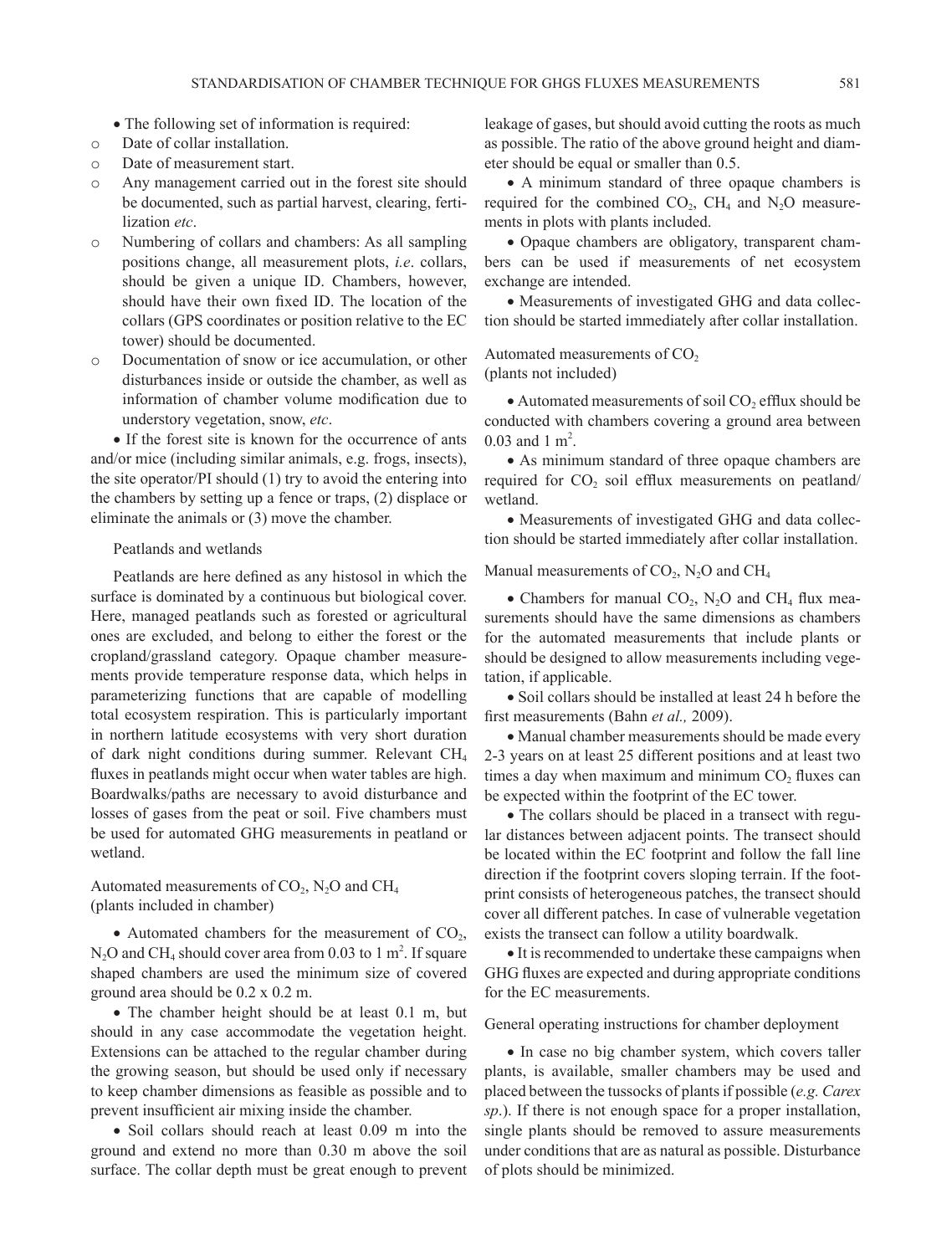- The following set of information is required:
    - Date of collar installation.
    - Date of measurement start.
    - Any management carried out in the forest site should be documented, such as partial harvest, clearing, fertilization *etc*.
    - Numbering of collars and chambers: As all sampling positions change, all measurement plots, *i.e*. collars, should be given a unique ID. Chambers, however, should have their own fixed ID. The location of the collars (GPS coordinates or position relative to the EC tower) should be documented.
    - Documentation of snow or ice accumulation, or other disturbances inside or outside the chamber, as well as information of chamber volume modification due to understory vegetation, snow, *etc*.
- If the forest site is known for the occurrence of ants and/or mice (including similar animals, e.g. frogs, insects), the site operator/PI should (1) try to avoid the entering into the chambers by setting up a fence or traps, (2) displace or eliminate the animals or (3) move the chamber.

Peatlands and wetlands

Peatlands are here defined as any histosol in which the surface is dominated by a continuous but biological cover. Here, managed peatlands such as forested or agricultural ones are excluded, and belong to either the forest or the cropland/grassland category. Opaque chamber measurements provide temperature response data, which helps in parameterizing functions that are capable of modelling total ecosystem respiration. This is particularly important in northern latitude ecosystems with very short duration of dark night conditions during summer. Relevant $CH_4$ fluxes in peatlands might occur when water tables are high. Boardwalks/paths are necessary to avoid disturbance and losses of gases from the peat or soil. Five chambers must be used for automated GHG measurements in peatland or wetland.

Automated measurements of $CO_2$, $N_2O$ and $CH_4$ (plants included in chamber)

- Automated chambers for the measurement of $CO_2$, $N_2O$ and $CH_4$ should cover area from 0.03 to 1 $m^2$. If square shaped chambers are used the minimum size of covered ground area should be 0.2 x 0.2 m.
- The chamber height should be at least 0.1 m, but should in any case accommodate the vegetation height. Extensions can be attached to the regular chamber during the growing season, but should be used only if necessary to keep chamber dimensions as feasible as possible and to prevent insufficient air mixing inside the chamber.
- Soil collars should reach at least 0.09 m into the ground and extend no more than 0.30 m above the soil surface. The collar depth must be great enough to prevent leakage of gases, but should avoid cutting the roots as much as possible. The ratio of the above ground height and diameter should be equal or smaller than 0.5.
- A minimum standard of three opaque chambers is required for the combined $CO_2$, $CH_4$ and $N_2O$ measurements in plots with plants included.
- Opaque chambers are obligatory, transparent chambers can be used if measurements of net ecosystem exchange are intended.
- Measurements of investigated GHG and data collection should be started immediately after collar installation.

Automated measurements of $CO_2$ (plants not included)

- Automated measurements of soil $CO_2$ efflux should be conducted with chambers covering a ground area between 0.03 and 1 $m^2$.
- As minimum standard of three opaque chambers are required for $CO_2$ soil efflux measurements on peatland/wetland.
- Measurements of investigated GHG and data collection should be started immediately after collar installation.

Manual measurements of $CO_2$, $N_2O$ and $CH_4$

- Chambers for manual $CO_2$, $N_2O$ and $CH_4$ flux measurements should have the same dimensions as chambers for the automated measurements that include plants or should be designed to allow measurements including vegetation, if applicable.
- Soil collars should be installed at least 24 h before the first measurements (Bahn *et al.,* 2009).
- Manual chamber measurements should be made every 2-3 years on at least 25 different positions and at least two times a day when maximum and minimum $CO_2$ fluxes can be expected within the footprint of the EC tower.
- The collars should be placed in a transect with regular distances between adjacent points. The transect should be located within the EC footprint and follow the fall line direction if the footprint covers sloping terrain. If the footprint consists of heterogeneous patches, the transect should cover all different patches. In case of vulnerable vegetation exists the transect can follow a utility boardwalk.
- It is recommended to undertake these campaigns when GHG fluxes are expected and during appropriate conditions for the EC measurements.

General operating instructions for chamber deployment

- In case no big chamber system, which covers taller plants, is available, smaller chambers may be used and placed between the tussocks of plants if possible (*e.g. Carex sp*.). If there is not enough space for a proper installation, single plants should be removed to assure measurements under conditions that are as natural as possible. Disturbance of plots should be minimized.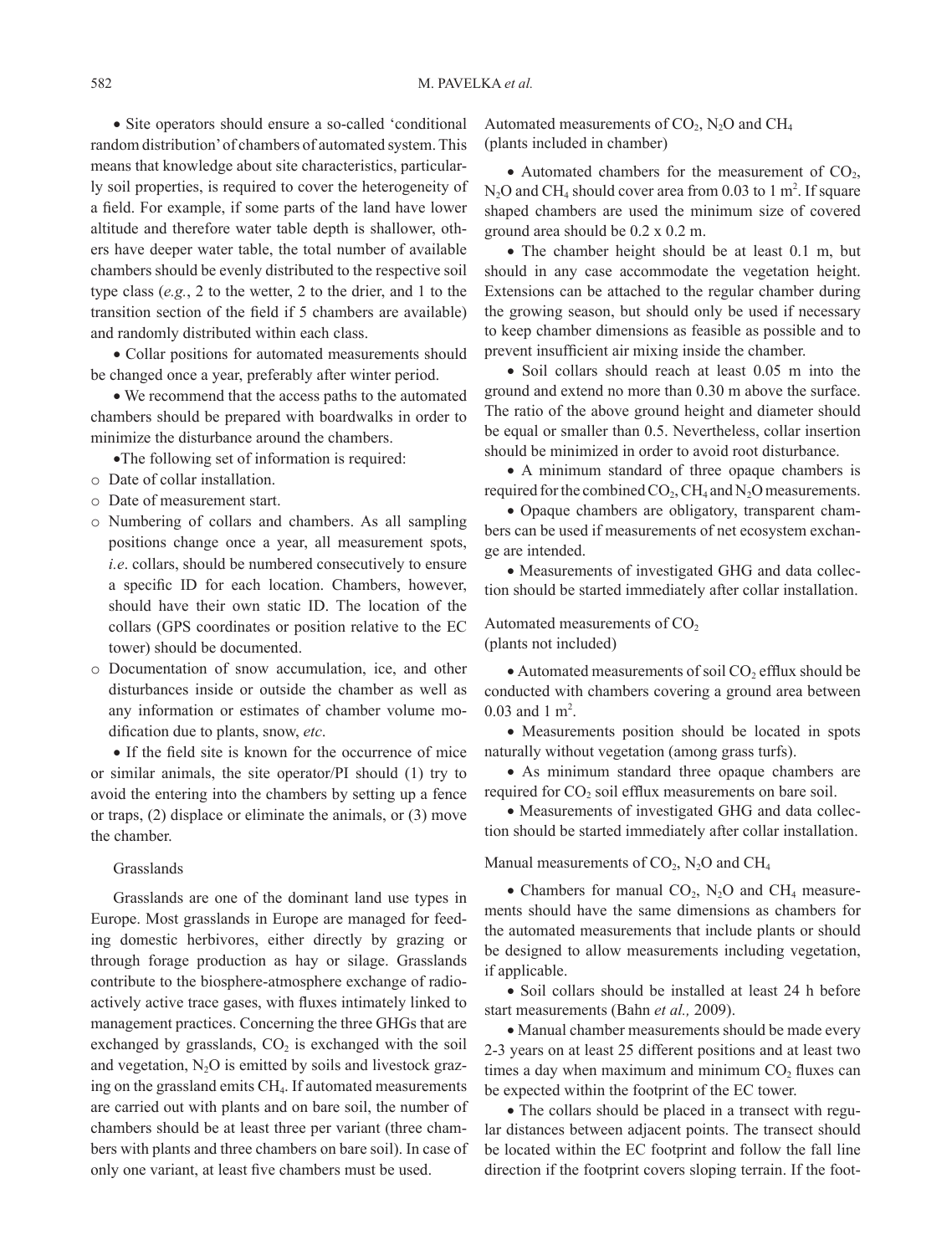• Site operators should ensure a so-called 'conditional random distribution' of chambers of automated system. This means that knowledge about site characteristics, particularly soil properties, is required to cover the heterogeneity of a field. For example, if some parts of the land have lower altitude and therefore water table depth is shallower, others have deeper water table, the total number of available chambers should be evenly distributed to the respective soil type class (*e.g.*, 2 to the wetter, 2 to the drier, and 1 to the transition section of the field if 5 chambers are available) and randomly distributed within each class.

• Collar positions for automated measurements should be changed once a year, preferably after winter period.

• We recommend that the access paths to the automated chambers should be prepared with boardwalks in order to minimize the disturbance around the chambers.

• The following set of information is required:

- Date of collar installation.
- Date of measurement start.
- Numbering of collars and chambers. As all sampling positions change once a year, all measurement spots, *i.e*. collars, should be numbered consecutively to ensure a specific ID for each location. Chambers, however, should have their own static ID. The location of the collars (GPS coordinates or position relative to the EC tower) should be documented.
- Documentation of snow accumulation, ice, and other disturbances inside or outside the chamber as well as any information or estimates of chamber volume modification due to plants, snow, *etc*.

• If the field site is known for the occurrence of mice or similar animals, the site operator/PI should (1) try to avoid the entering into the chambers by setting up a fence or traps, (2) displace or eliminate the animals, or (3) move the chamber.

### Grasslands

Grasslands are one of the dominant land use types in Europe. Most grasslands in Europe are managed for feeding domestic herbivores, either directly by grazing or through forage production as hay or silage. Grasslands contribute to the biosphere-atmosphere exchange of radioactively active trace gases, with fluxes intimately linked to management practices. Concerning the three GHGs that are exchanged by grasslands, $CO_2$ is exchanged with the soil and vegetation, $N_2O$ is emitted by soils and livestock grazing on the grassland emits $CH_4$. If automated measurements are carried out with plants and on bare soil, the number of chambers should be at least three per variant (three chambers with plants and three chambers on bare soil). In case of only one variant, at least five chambers must be used.

#### Automated measurements of $CO_2$, $N_2O$ and $CH_4$ (plants included in chamber)

• Automated chambers for the measurement of $CO_2$, $N_2O$ and $CH_4$ should cover area from 0.03 to 1 $m^2$. If square shaped chambers are used the minimum size of covered ground area should be 0.2 x 0.2 m.

• The chamber height should be at least 0.1 m, but should in any case accommodate the vegetation height. Extensions can be attached to the regular chamber during the growing season, but should only be used if necessary to keep chamber dimensions as feasible as possible and to prevent insufficient air mixing inside the chamber.

• Soil collars should reach at least 0.05 m into the ground and extend no more than 0.30 m above the surface. The ratio of the above ground height and diameter should be equal or smaller than 0.5. Nevertheless, collar insertion should be minimized in order to avoid root disturbance.

• A minimum standard of three opaque chambers is required for the combined $CO_2$, $CH_4$ and $N_2O$ measurements.

• Opaque chambers are obligatory, transparent chambers can be used if measurements of net ecosystem exchange are intended.

• Measurements of investigated GHG and data collection should be started immediately after collar installation.

#### Automated measurements of $CO_2$ (plants not included)

• Automated measurements of soil $CO_2$ efflux should be conducted with chambers covering a ground area between 0.03 and 1 $m^2$.

• Measurements position should be located in spots naturally without vegetation (among grass turfs).

• As minimum standard three opaque chambers are required for $CO_2$ soil efflux measurements on bare soil.

• Measurements of investigated GHG and data collection should be started immediately after collar installation.

#### Manual measurements of $CO_2$, $N_2O$ and $CH_4$

• Chambers for manual $CO_2$, $N_2O$ and $CH_4$ measurements should have the same dimensions as chambers for the automated measurements that include plants or should be designed to allow measurements including vegetation, if applicable.

• Soil collars should be installed at least 24 h before start measurements (Bahn *et al.,* 2009).

• Manual chamber measurements should be made every 2-3 years on at least 25 different positions and at least two times a day when maximum and minimum $CO_2$ fluxes can be expected within the footprint of the EC tower.

• The collars should be placed in a transect with regular distances between adjacent points. The transect should be located within the EC footprint and follow the fall line direction if the footprint covers sloping terrain. If the foot-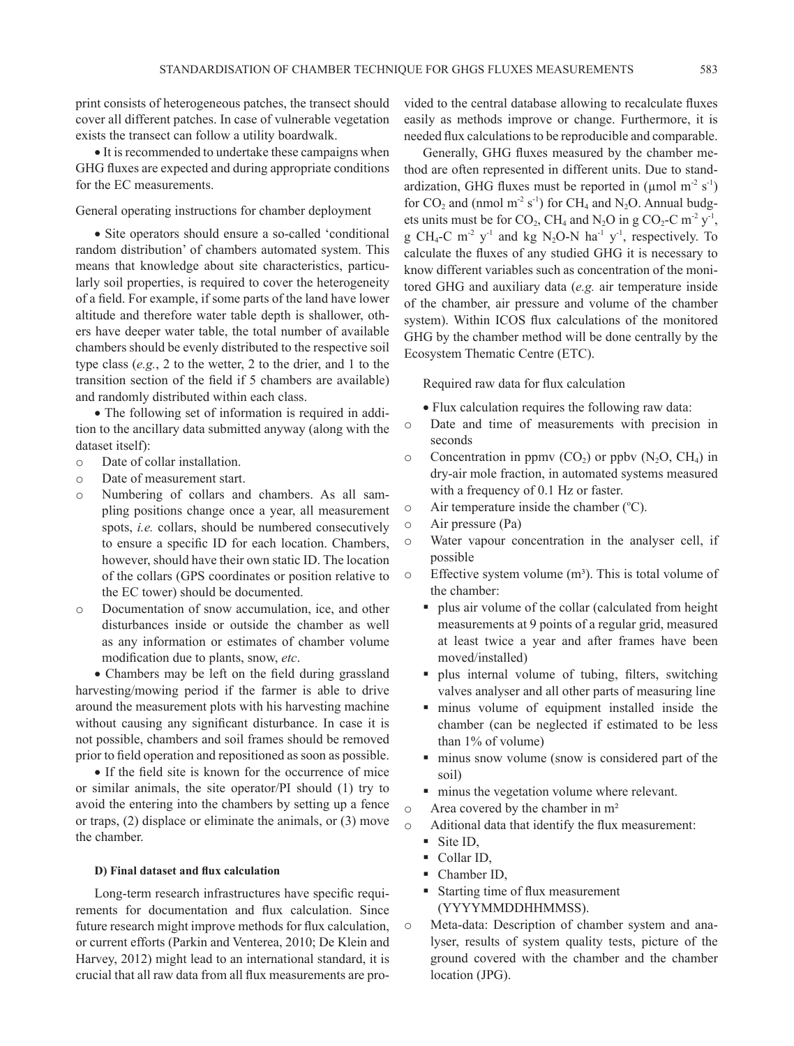print consists of heterogeneous patches, the transect should cover all different patches. In case of vulnerable vegetation exists the transect can follow a utility boardwalk.

- It is recommended to undertake these campaigns when GHG fluxes are expected and during appropriate conditions for the EC measurements.

General operating instructions for chamber deployment

- Site operators should ensure a so-called 'conditional random distribution' of chambers automated system. This means that knowledge about site characteristics, particularly soil properties, is required to cover the heterogeneity of a field. For example, if some parts of the land have lower altitude and therefore water table depth is shallower, others have deeper water table, the total number of available chambers should be evenly distributed to the respective soil type class (*e.g.*, 2 to the wetter, 2 to the drier, and 1 to the transition section of the field if 5 chambers are available) and randomly distributed within each class.
- The following set of information is required in addition to the ancillary data submitted anyway (along with the dataset itself):
  - Date of collar installation.
  - Date of measurement start.
  - Numbering of collars and chambers. As all sampling positions change once a year, all measurement spots, *i.e.* collars, should be numbered consecutively to ensure a specific ID for each location. Chambers, however, should have their own static ID. The location of the collars (GPS coordinates or position relative to the EC tower) should be documented.
  - Documentation of snow accumulation, ice, and other disturbances inside or outside the chamber as well as any information or estimates of chamber volume modification due to plants, snow, *etc*.
- Chambers may be left on the field during grassland harvesting/mowing period if the farmer is able to drive around the measurement plots with his harvesting machine without causing any significant disturbance. In case it is not possible, chambers and soil frames should be removed prior to field operation and repositioned as soon as possible.
- If the field site is known for the occurrence of mice or similar animals, the site operator/PI should (1) try to avoid the entering into the chambers by setting up a fence or traps, (2) displace or eliminate the animals, or (3) move the chamber.

#### D) Final dataset and flux calculation

Long-term research infrastructures have specific requirements for documentation and flux calculation. Since future research might improve methods for flux calculation, or current efforts (Parkin and Venterea, 2010; De Klein and Harvey, 2012) might lead to an international standard, it is crucial that all raw data from all flux measurements are provided to the central database allowing to recalculate fluxes easily as methods improve or change. Furthermore, it is needed flux calculations to be reproducible and comparable.

Generally, GHG fluxes measured by the chamber method are often represented in different units. Due to standardization, GHG fluxes must be reported in (μmol $m^{-2}$ $s^{-1}$) for $CO_2$ and (nmol $m^{-2}$ $s^{-1}$) for $CH_4$ and $N_2O$. Annual budgets units must be for $CO_2$, $CH_4$ and $N_2O$ in g $CO_2$-C $m^{-2}$ $y^{-1}$, g $CH_4$-C $m^{-2}$ $y^{-1}$ and kg $N_2O$-N $ha^{-1}$ $y^{-1}$, respectively. To calculate the fluxes of any studied GHG it is necessary to know different variables such as concentration of the monitored GHG and auxiliary data (*e.g.* air temperature inside of the chamber, air pressure and volume of the chamber system). Within ICOS flux calculations of the monitored GHG by the chamber method will be done centrally by the Ecosystem Thematic Centre (ETC).

Required raw data for flux calculation

- Flux calculation requires the following raw data:
  - Date and time of measurements with precision in seconds
  - Concentration in ppmv ($CO_2$) or ppbv ($N_2O$, $CH_4$) in dry-air mole fraction, in automated systems measured with a frequency of 0.1 Hz or faster.
  - Air temperature inside the chamber (ºC).
  - Air pressure (Pa)
  - Water vapour concentration in the analyser cell, if possible
  - Effective system volume ($m^3$). This is total volume of the chamber:
    - plus air volume of the collar (calculated from height measurements at 9 points of a regular grid, measured at least twice a year and after frames have been moved/installed)
    - plus internal volume of tubing, filters, switching valves analyser and all other parts of measuring line
    - minus volume of equipment installed inside the chamber (can be neglected if estimated to be less than 1% of volume)
    - minus snow volume (snow is considered part of the soil)
    - minus the vegetation volume where relevant.
  - Area covered by the chamber in $m^2$
  - Aditional data that identify the flux measurement:
    - Site ID,
    - Collar ID,
    - Chamber ID,
    - Starting time of flux measurement (YYYYMMDDHHMMSS).
  - Meta-data: Description of chamber system and analyser, results of system quality tests, picture of the ground covered with the chamber and the chamber location (JPG).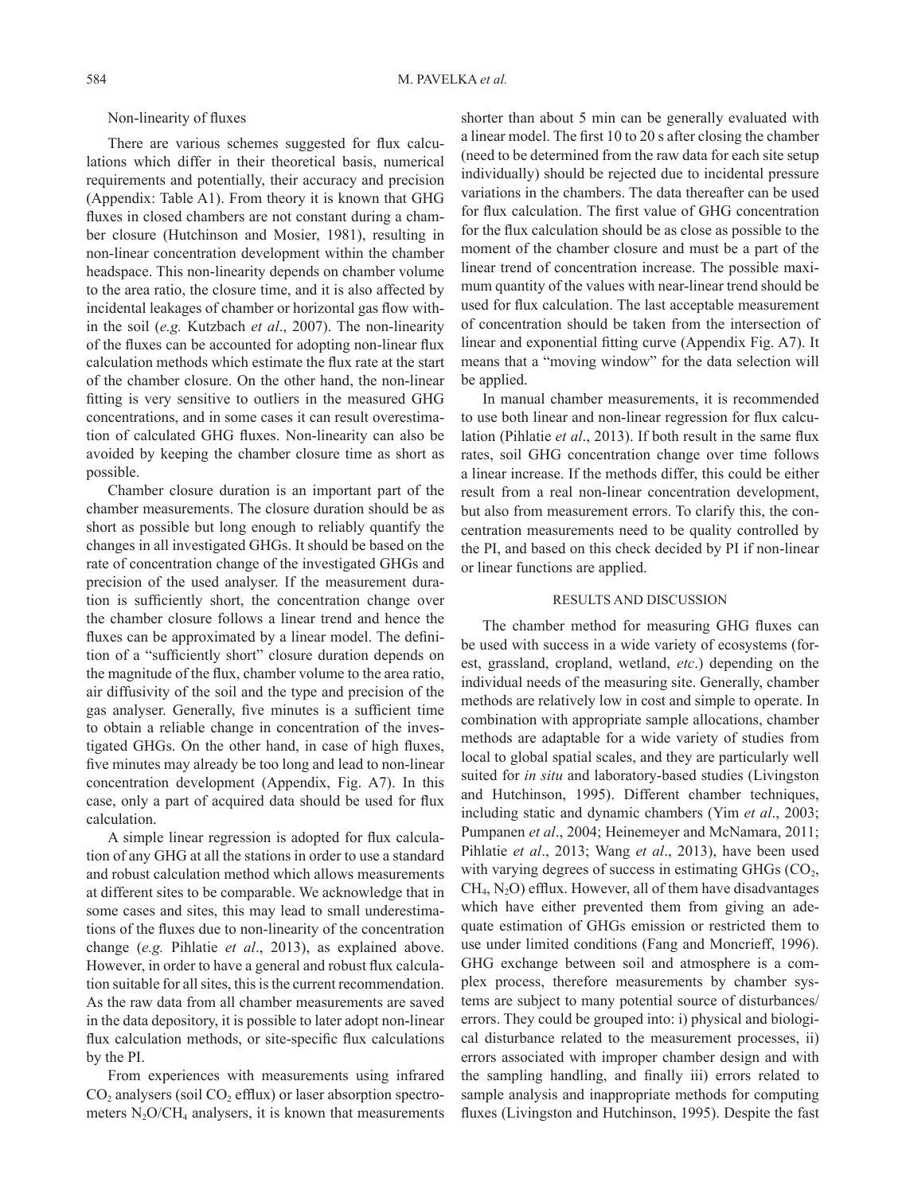Non-linearity of fluxes

There are various schemes suggested for flux calculations which differ in their theoretical basis, numerical requirements and potentially, their accuracy and precision (Appendix: Table A1). From theory it is known that GHG fluxes in closed chambers are not constant during a chamber closure (Hutchinson and Mosier, 1981), resulting in non-linear concentration development within the chamber headspace. This non-linearity depends on chamber volume to the area ratio, the closure time, and it is also affected by incidental leakages of chamber or horizontal gas flow within the soil (*e.g.* Kutzbach *et al*., 2007). The non-linearity of the fluxes can be accounted for adopting non-linear flux calculation methods which estimate the flux rate at the start of the chamber closure. On the other hand, the non-linear fitting is very sensitive to outliers in the measured GHG concentrations, and in some cases it can result overestimation of calculated GHG fluxes. Non-linearity can also be avoided by keeping the chamber closure time as short as possible.

Chamber closure duration is an important part of the chamber measurements. The closure duration should be as short as possible but long enough to reliably quantify the changes in all investigated GHGs. It should be based on the rate of concentration change of the investigated GHGs and precision of the used analyser. If the measurement duration is sufficiently short, the concentration change over the chamber closure follows a linear trend and hence the fluxes can be approximated by a linear model. The definition of a "sufficiently short" closure duration depends on the magnitude of the flux, chamber volume to the area ratio, air diffusivity of the soil and the type and precision of the gas analyser. Generally, five minutes is a sufficient time to obtain a reliable change in concentration of the investigated GHGs. On the other hand, in case of high fluxes, five minutes may already be too long and lead to non-linear concentration development (Appendix, Fig. A7). In this case, only a part of acquired data should be used for flux calculation.

A simple linear regression is adopted for flux calculation of any GHG at all the stations in order to use a standard and robust calculation method which allows measurements at different sites to be comparable. We acknowledge that in some cases and sites, this may lead to small underestimations of the fluxes due to non-linearity of the concentration change (*e.g.* Pihlatie *et al*., 2013), as explained above. However, in order to have a general and robust flux calculation suitable for all sites, this is the current recommendation. As the raw data from all chamber measurements are saved in the data depository, it is possible to later adopt non-linear flux calculation methods, or site-specific flux calculations by the PI.

From experiences with measurements using infrared $CO_2$ analysers (soil $CO_2$ efflux) or laser absorption spectrometers $N_2O/CH_4$ analysers, it is known that measurements shorter than about 5 min can be generally evaluated with a linear model. The first 10 to 20 s after closing the chamber (need to be determined from the raw data for each site setup individually) should be rejected due to incidental pressure variations in the chambers. The data thereafter can be used for flux calculation. The first value of GHG concentration for the flux calculation should be as close as possible to the moment of the chamber closure and must be a part of the linear trend of concentration increase. The possible maximum quantity of the values with near-linear trend should be used for flux calculation. The last acceptable measurement of concentration should be taken from the intersection of linear and exponential fitting curve (Appendix Fig. A7). It means that a "moving window" for the data selection will be applied.

In manual chamber measurements, it is recommended to use both linear and non-linear regression for flux calculation (Pihlatie *et al*., 2013). If both result in the same flux rates, soil GHG concentration change over time follows a linear increase. If the methods differ, this could be either result from a real non-linear concentration development, but also from measurement errors. To clarify this, the concentration measurements need to be quality controlled by the PI, and based on this check decided by PI if non-linear or linear functions are applied.

## RESULTS AND DISCUSSION

The chamber method for measuring GHG fluxes can be used with success in a wide variety of ecosystems (forest, grassland, cropland, wetland, *etc*.) depending on the individual needs of the measuring site. Generally, chamber methods are relatively low in cost and simple to operate. In combination with appropriate sample allocations, chamber methods are adaptable for a wide variety of studies from local to global spatial scales, and they are particularly well suited for *in situ* and laboratory-based studies (Livingston and Hutchinson, 1995). Different chamber techniques, including static and dynamic chambers (Yim *et al*., 2003; Pumpanen *et al*., 2004; Heinemeyer and McNamara, 2011; Pihlatie *et al*., 2013; Wang *et al*., 2013), have been used with varying degrees of success in estimating GHGs ($CO_2$, $CH_4$, $N_2O$) efflux. However, all of them have disadvantages which have either prevented them from giving an adequate estimation of GHGs emission or restricted them to use under limited conditions (Fang and Moncrieff, 1996). GHG exchange between soil and atmosphere is a complex process, therefore measurements by chamber systems are subject to many potential source of disturbances/errors. They could be grouped into: i) physical and biological disturbance related to the measurement processes, ii) errors associated with improper chamber design and with the sampling handling, and finally iii) errors related to sample analysis and inappropriate methods for computing fluxes (Livingston and Hutchinson, 1995). Despite the fast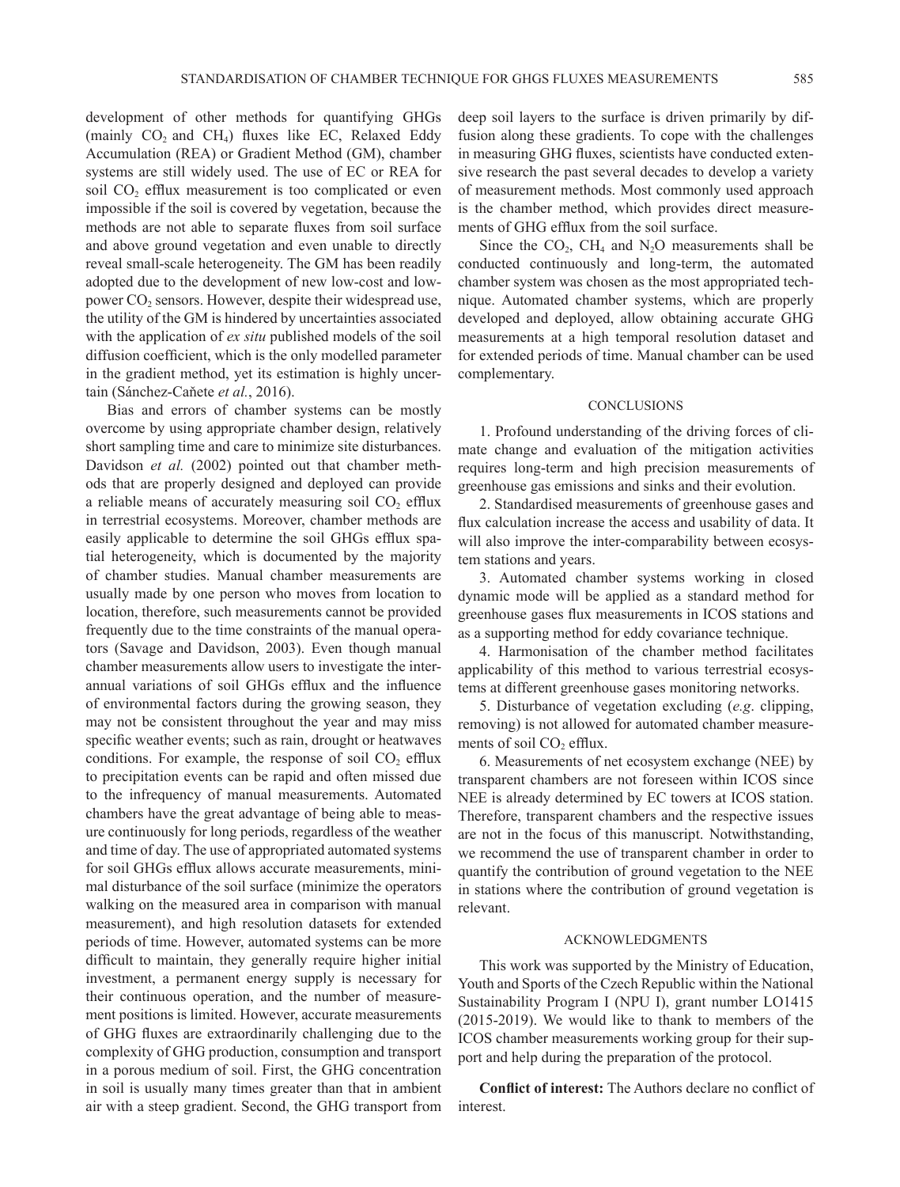development of other methods for quantifying GHGs (mainly $CO_2$ and $CH_4$) fluxes like EC, Relaxed Eddy Accumulation (REA) or Gradient Method (GM), chamber systems are still widely used. The use of EC or REA for soil $CO_2$ efflux measurement is too complicated or even impossible if the soil is covered by vegetation, because the methods are not able to separate fluxes from soil surface and above ground vegetation and even unable to directly reveal small-scale heterogeneity. The GM has been readily adopted due to the development of new low-cost and low-power $CO_2$ sensors. However, despite their widespread use, the utility of the GM is hindered by uncertainties associated with the application of *ex situ* published models of the soil diffusion coefficient, which is the only modelled parameter in the gradient method, yet its estimation is highly uncertain (Sánchez-Caňete *et al.*, 2016).

Bias and errors of chamber systems can be mostly overcome by using appropriate chamber design, relatively short sampling time and care to minimize site disturbances. Davidson *et al.* (2002) pointed out that chamber methods that are properly designed and deployed can provide a reliable means of accurately measuring soil $CO_2$ efflux in terrestrial ecosystems. Moreover, chamber methods are easily applicable to determine the soil GHGs efflux spatial heterogeneity, which is documented by the majority of chamber studies. Manual chamber measurements are usually made by one person who moves from location to location, therefore, such measurements cannot be provided frequently due to the time constraints of the manual operators (Savage and Davidson, 2003). Even though manual chamber measurements allow users to investigate the inter-annual variations of soil GHGs efflux and the influence of environmental factors during the growing season, they may not be consistent throughout the year and may miss specific weather events; such as rain, drought or heatwaves conditions. For example, the response of soil $CO_2$ efflux to precipitation events can be rapid and often missed due to the infrequency of manual measurements. Automated chambers have the great advantage of being able to measure continuously for long periods, regardless of the weather and time of day. The use of appropriated automated systems for soil GHGs efflux allows accurate measurements, minimal disturbance of the soil surface (minimize the operators walking on the measured area in comparison with manual measurement), and high resolution datasets for extended periods of time. However, automated systems can be more difficult to maintain, they generally require higher initial investment, a permanent energy supply is necessary for their continuous operation, and the number of measurement positions is limited. However, accurate measurements of GHG fluxes are extraordinarily challenging due to the complexity of GHG production, consumption and transport in a porous medium of soil. First, the GHG concentration in soil is usually many times greater than that in ambient air with a steep gradient. Second, the GHG transport from deep soil layers to the surface is driven primarily by diffusion along these gradients. To cope with the challenges in measuring GHG fluxes, scientists have conducted extensive research the past several decades to develop a variety of measurement methods. Most commonly used approach is the chamber method, which provides direct measurements of GHG efflux from the soil surface.

Since the $CO_2$, $CH_4$ and $N_2O$ measurements shall be conducted continuously and long-term, the automated chamber system was chosen as the most appropriated technique. Automated chamber systems, which are properly developed and deployed, allow obtaining accurate GHG measurements at a high temporal resolution dataset and for extended periods of time. Manual chamber can be used complementary.

## CONCLUSIONS

1. Profound understanding of the driving forces of climate change and evaluation of the mitigation activities requires long-term and high precision measurements of greenhouse gas emissions and sinks and their evolution.

2. Standardised measurements of greenhouse gases and flux calculation increase the access and usability of data. It will also improve the inter-comparability between ecosystem stations and years.

3. Automated chamber systems working in closed dynamic mode will be applied as a standard method for greenhouse gases flux measurements in ICOS stations and as a supporting method for eddy covariance technique.

4. Harmonisation of the chamber method facilitates applicability of this method to various terrestrial ecosystems at different greenhouse gases monitoring networks.

5. Disturbance of vegetation excluding (*e.g*. clipping, removing) is not allowed for automated chamber measurements of soil $CO_2$ efflux.

6. Measurements of net ecosystem exchange (NEE) by transparent chambers are not foreseen within ICOS since NEE is already determined by EC towers at ICOS station. Therefore, transparent chambers and the respective issues are not in the focus of this manuscript. Notwithstanding, we recommend the use of transparent chamber in order to quantify the contribution of ground vegetation to the NEE in stations where the contribution of ground vegetation is relevant.

## ACKNOWLEDGMENTS

This work was supported by the Ministry of Education, Youth and Sports of the Czech Republic within the National Sustainability Program I (NPU I), grant number LO1415 (2015-2019). We would like to thank to members of the ICOS chamber measurements working group for their support and help during the preparation of the protocol.

**Conflict of interest:** The Authors declare no conflict of interest.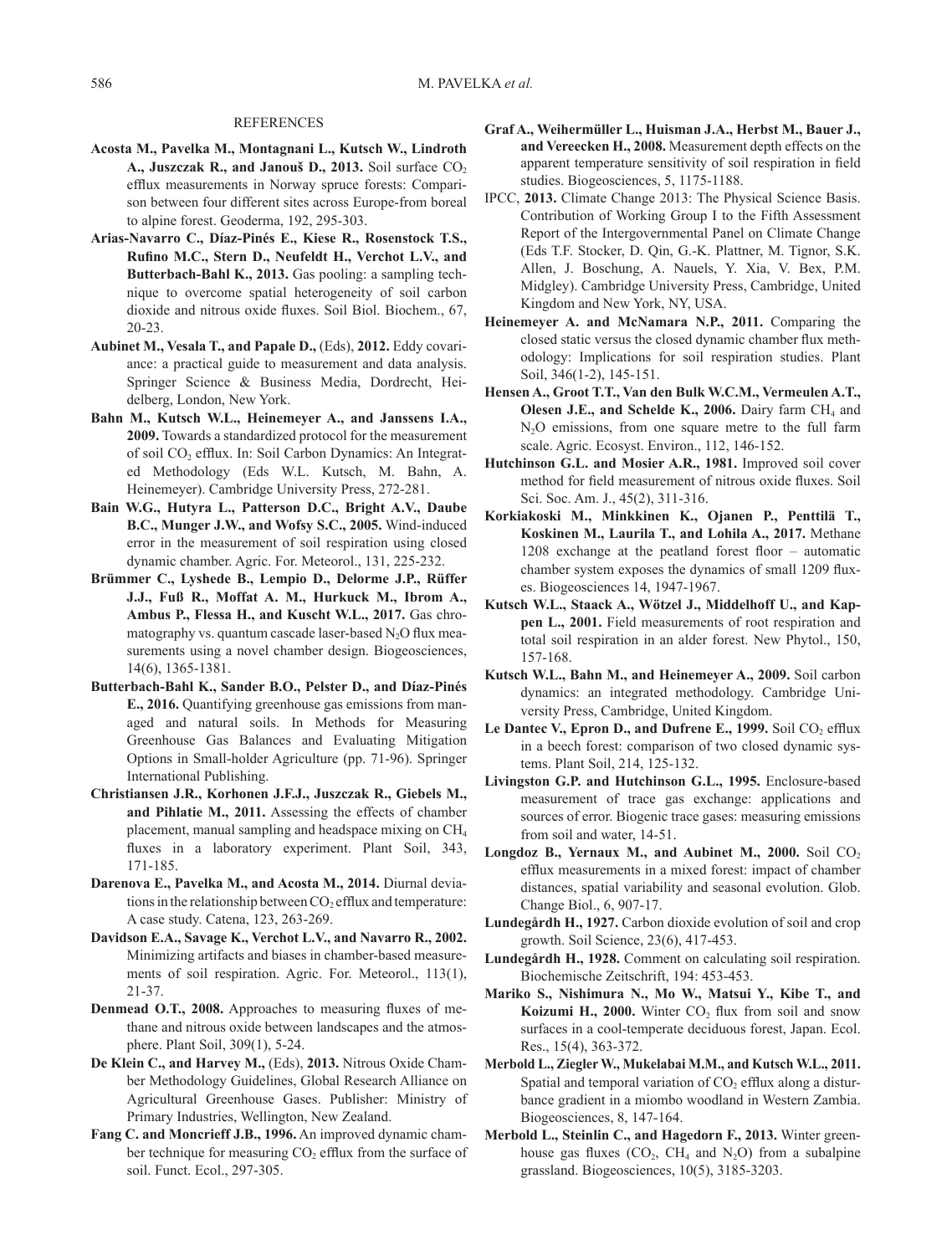## REFERENCES

**Acosta M., Pavelka M., Montagnani L., Kutsch W., Lindroth A., Juszczak R., and Janouš D., 2013.** Soil surface $CO_2$ efflux measurements in Norway spruce forests: Comparison between four different sites across Europe-from boreal to alpine forest. Geoderma, 192, 295-303.

**Arias-Navarro C., Díaz-Pinés E., Kiese R., Rosenstock T.S., Rufino M.C., Stern D., Neufeldt H., Verchot L.V., and Butterbach-Bahl K., 2013.** Gas pooling: a sampling technique to overcome spatial heterogeneity of soil carbon dioxide and nitrous oxide fluxes. Soil Biol. Biochem., 67, 20-23.

**Aubinet M., Vesala T., and Papale D.,** (Eds), **2012.** Eddy covariance: a practical guide to measurement and data analysis. Springer Science & Business Media, Dordrecht, Heidelberg, London, New York.

**Bahn M., Kutsch W.L., Heinemeyer A., and Janssens I.A., 2009.** Towards a standardized protocol for the measurement of soil $CO_2$ efflux. In: Soil Carbon Dynamics: An Integrated Methodology (Eds W.L. Kutsch, M. Bahn, A. Heinemeyer). Cambridge University Press, 272-281.

**Bain W.G., Hutyra L., Patterson D.C., Bright A.V., Daube B.C., Munger J.W., and Wofsy S.C., 2005.** Wind-induced error in the measurement of soil respiration using closed dynamic chamber. Agric. For. Meteorol., 131, 225-232.

**Brümmer C., Lyshede B., Lempio D., Delorme J.P., Rüffer J.J., Fuß R., Moffat A. M., Hurkuck M., Ibrom A., Ambus P., Flessa H., and Kuscht W.L., 2017.** Gas chromatography vs. quantum cascade laser-based $N_2O$ flux measurements using a novel chamber design. Biogeosciences, 14(6), 1365-1381.

**Butterbach-Bahl K., Sander B.O., Pelster D., and Díaz-Pinés E., 2016.** Quantifying greenhouse gas emissions from managed and natural soils. In Methods for Measuring Greenhouse Gas Balances and Evaluating Mitigation Options in Small-holder Agriculture (pp. 71-96). Springer International Publishing.

**Christiansen J.R., Korhonen J.F.J., Juszczak R., Giebels M., and Pihlatie M., 2011.** Assessing the effects of chamber placement, manual sampling and headspace mixing on $CH_4$ fluxes in a laboratory experiment. Plant Soil, 343, 171-185.

**Darenova E., Pavelka M., and Acosta M., 2014.** Diurnal deviations in the relationship between $CO_2$ efflux and temperature: A case study. Catena, 123, 263-269.

**Davidson E.A., Savage K., Verchot L.V., and Navarro R., 2002.** Minimizing artifacts and biases in chamber-based measurements of soil respiration. Agric. For. Meteorol., 113(1), 21-37.

**Denmead O.T., 2008.** Approaches to measuring fluxes of methane and nitrous oxide between landscapes and the atmosphere. Plant Soil, 309(1), 5-24.

**De Klein C., and Harvey M.,** (Eds), **2013.** Nitrous Oxide Chamber Methodology Guidelines, Global Research Alliance on Agricultural Greenhouse Gases. Publisher: Ministry of Primary Industries, Wellington, New Zealand.

**Fang C. and Moncrieff J.B., 1996.** An improved dynamic chamber technique for measuring $CO_2$ efflux from the surface of soil. Funct. Ecol., 297-305.

**Graf A., Weihermüller L., Huisman J.A., Herbst M., Bauer J., and Vereecken H., 2008.** Measurement depth effects on the apparent temperature sensitivity of soil respiration in field studies. Biogeosciences, 5, 1175-1188.

IPCC, **2013.** Climate Change 2013: The Physical Science Basis. Contribution of Working Group I to the Fifth Assessment Report of the Intergovernmental Panel on Climate Change (Eds T.F. Stocker, D. Qin, G.-K. Plattner, M. Tignor, S.K. Allen, J. Boschung, A. Nauels, Y. Xia, V. Bex, P.M. Midgley). Cambridge University Press, Cambridge, United Kingdom and New York, NY, USA.

**Heinemeyer A. and McNamara N.P., 2011.** Comparing the closed static versus the closed dynamic chamber flux methodology: Implications for soil respiration studies. Plant Soil, 346(1-2), 145-151.

**Hensen A., Groot T.T., Van den Bulk W.C.M., Vermeulen A.T., Olesen J.E., and Schelde K., 2006.** Dairy farm $CH_4$ and $N_2O$ emissions, from one square metre to the full farm scale. Agric. Ecosyst. Environ., 112, 146-152.

**Hutchinson G.L. and Mosier A.R., 1981.** Improved soil cover method for field measurement of nitrous oxide fluxes. Soil Sci. Soc. Am. J., 45(2), 311-316.

**Korkiakoski M., Minkkinen K., Ojanen P., Penttilä T., Koskinen M., Laurila T., and Lohila A., 2017.** Methane 1208 exchange at the peatland forest floor – automatic chamber system exposes the dynamics of small 1209 fluxes. Biogeosciences 14, 1947-1967.

**Kutsch W.L., Staack A., Wötzel J., Middelhoff U., and Kappen L., 2001.** Field measurements of root respiration and total soil respiration in an alder forest. New Phytol., 150, 157-168.

**Kutsch W.L., Bahn M., and Heinemeyer A., 2009.** Soil carbon dynamics: an integrated methodology. Cambridge University Press, Cambridge, United Kingdom.

**Le Dantec V., Epron D., and Dufrene E., 1999.** Soil $CO_2$ efflux in a beech forest: comparison of two closed dynamic systems. Plant Soil, 214, 125-132.

**Livingston G.P. and Hutchinson G.L., 1995.** Enclosure-based measurement of trace gas exchange: applications and sources of error. Biogenic trace gases: measuring emissions from soil and water, 14-51.

**Longdoz B., Yernaux M., and Aubinet M., 2000.** Soil $CO_2$ efflux measurements in a mixed forest: impact of chamber distances, spatial variability and seasonal evolution. Glob. Change Biol., 6, 907-17.

**Lundegårdh H., 1927.** Carbon dioxide evolution of soil and crop growth. Soil Science, 23(6), 417-453.

**Lundegårdh H., 1928.** Comment on calculating soil respiration. Biochemische Zeitschrift, 194: 453-453.

**Mariko S., Nishimura N., Mo W., Matsui Y., Kibe T., and Koizumi H., 2000.** Winter $CO_2$ flux from soil and snow surfaces in a cool-temperate deciduous forest, Japan. Ecol. Res., 15(4), 363-372.

**Merbold L., Ziegler W., Mukelabai M.M., and Kutsch W.L., 2011.** Spatial and temporal variation of $CO_2$ efflux along a disturbance gradient in a miombo woodland in Western Zambia. Biogeosciences, 8, 147-164.

**Merbold L., Steinlin C., and Hagedorn F., 2013.** Winter greenhouse gas fluxes ($CO_2$, $CH_4$ and $N_2O$) from a subalpine grassland. Biogeosciences, 10(5), 3185-3203.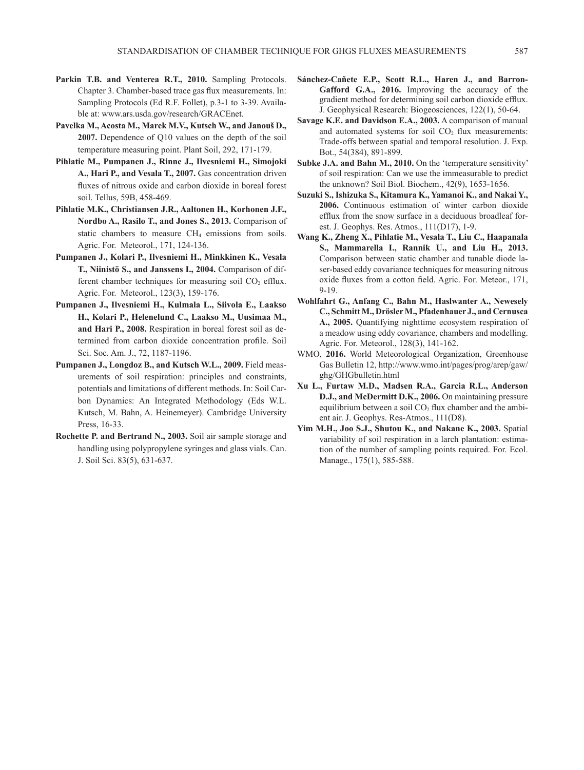**Parkin T.B. and Venterea R.T., 2010.** Sampling Protocols. Chapter 3. Chamber-based trace gas flux measurements. In: Sampling Protocols (Ed R.F. Follet), p.3-1 to 3-39. Available at: www.ars.usda.gov/research/GRACEnet.

**Pavelka M., Acosta M., Marek M.V., Kutsch W., and Janouš D., 2007.** Dependence of Q10 values on the depth of the soil temperature measuring point. Plant Soil, 292, 171-179.

**Pihlatie M., Pumpanen J., Rinne J., Ilvesniemi H., Simojoki A., Hari P., and Vesala T., 2007.** Gas concentration driven fluxes of nitrous oxide and carbon dioxide in boreal forest soil. Tellus, 59B, 458-469.

**Pihlatie M.K., Christiansen J.R., Aaltonen H., Korhonen J.F., Nordbo A., Rasilo T., and Jones S., 2013.** Comparison of static chambers to measure $CH_4$ emissions from soils. Agric. For. Meteorol., 171, 124-136.

**Pumpanen J., Kolari P., Ilvesniemi H., Minkkinen K., Vesala T., Niinistö S., and Janssens I., 2004.** Comparison of different chamber techniques for measuring soil $CO_2$ efflux. Agric. For. Meteorol., 123(3), 159-176.

**Pumpanen J., Ilvesniemi H., Kulmala L., Siivola E., Laakso H., Kolari P., Helenelund C., Laakso M., Uusimaa M., and Hari P., 2008.** Respiration in boreal forest soil as determined from carbon dioxide concentration profile. Soil Sci. Soc. Am. J., 72, 1187-1196.

**Pumpanen J., Longdoz B., and Kutsch W.L., 2009.** Field measurements of soil respiration: principles and constraints, potentials and limitations of different methods. In: Soil Carbon Dynamics: An Integrated Methodology (Eds W.L. Kutsch, M. Bahn, A. Heinemeyer). Cambridge University Press, 16-33.

**Rochette P. and Bertrand N., 2003.** Soil air sample storage and handling using polypropylene syringes and glass vials. Can. J. Soil Sci. 83(5), 631-637.

**Sánchez-Cañete E.P., Scott R.L., Haren J., and Barron-Gafford G.A., 2016.** Improving the accuracy of the gradient method for determining soil carbon dioxide efflux. J. Geophysical Research: Biogeosciences, 122(1), 50-64.

**Savage K.E. and Davidson E.A., 2003.** A comparison of manual and automated systems for soil $CO_2$ flux measurements: Trade-offs between spatial and temporal resolution. J. Exp. Bot., 54(384), 891-899.

**Subke J.A. and Bahn M., 2010.** On the 'temperature sensitivity' of soil respiration: Can we use the immeasurable to predict the unknown? Soil Biol. Biochem., 42(9), 1653-1656.

**Suzuki S., Ishizuka S., Kitamura K., Yamanoi K., and Nakai Y., 2006.** Continuous estimation of winter carbon dioxide efflux from the snow surface in a deciduous broadleaf forest. J. Geophys. Res. Atmos., 111(D17), 1-9.

**Wang K., Zheng X., Pihlatie M., Vesala T., Liu C., Haapanala S., Mammarella I., Rannik U., and Liu H., 2013.** Comparison between static chamber and tunable diode laser-based eddy covariance techniques for measuring nitrous oxide fluxes from a cotton field. Agric. For. Meteor., 171, 9-19.

**Wohlfahrt G., Anfang C., Bahn M., Haslwanter A., Newesely C., Schmitt M., Drösler M., Pfadenhauer J., and Cernusca A., 2005.** Quantifying nighttime ecosystem respiration of a meadow using eddy covariance, chambers and modelling. Agric. For. Meteorol., 128(3), 141-162.

WMO, **2016.** World Meteorological Organization, Greenhouse Gas Bulletin 12, http://www.wmo.int/pages/prog/arep/gaw/ghg/GHGbulletin.html

**Xu L., Furtaw M.D., Madsen R.A., Garcia R.L., Anderson D.J., and McDermitt D.K., 2006.** On maintaining pressure equilibrium between a soil $CO_2$ flux chamber and the ambient air. J. Geophys. Res-Atmos., 111(D8).

**Yim M.H., Joo S.J., Shutou K., and Nakane K., 2003.** Spatial variability of soil respiration in a larch plantation: estimation of the number of sampling points required. For. Ecol. Manage., 175(1), 585-588.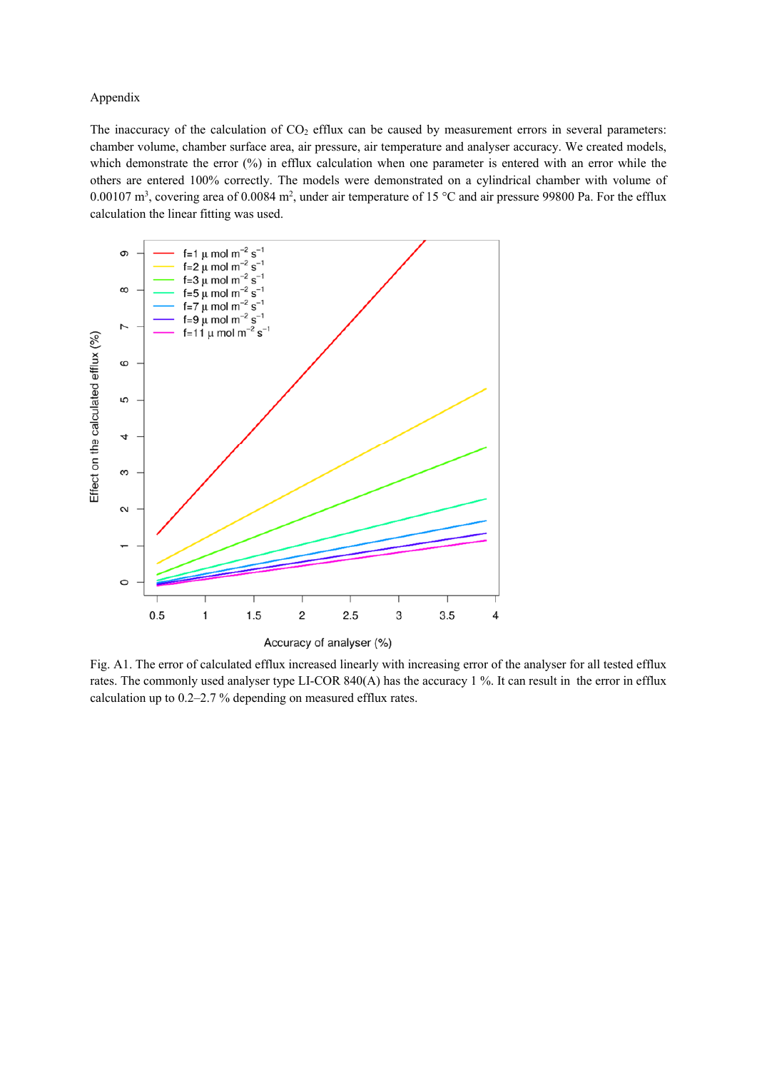Appendix

The inaccuracy of the calculation of $CO_2$ efflux can be caused by measurement errors in several parameters: chamber volume, chamber surface area, air pressure, air temperature and analyser accuracy. We created models, which demonstrate the error (%) in efflux calculation when one parameter is entered with an error while the others are entered 100% correctly. The models were demonstrated on a cylindrical chamber with volume of 0.00107 $m^3$, covering area of 0.0084 $m^2$, under air temperature of 15 °C and air pressure 99800 Pa. For the efflux calculation the linear fitting was used.

Fig. A1. The error of calculated efflux increased linearly with increasing error of the analyser for all tested efflux rates. The commonly used analyser type LI-COR 840(A) has the accuracy 1 %. It can result in the error in efflux calculation up to 0.2–2.7 % depending on measured efflux rates.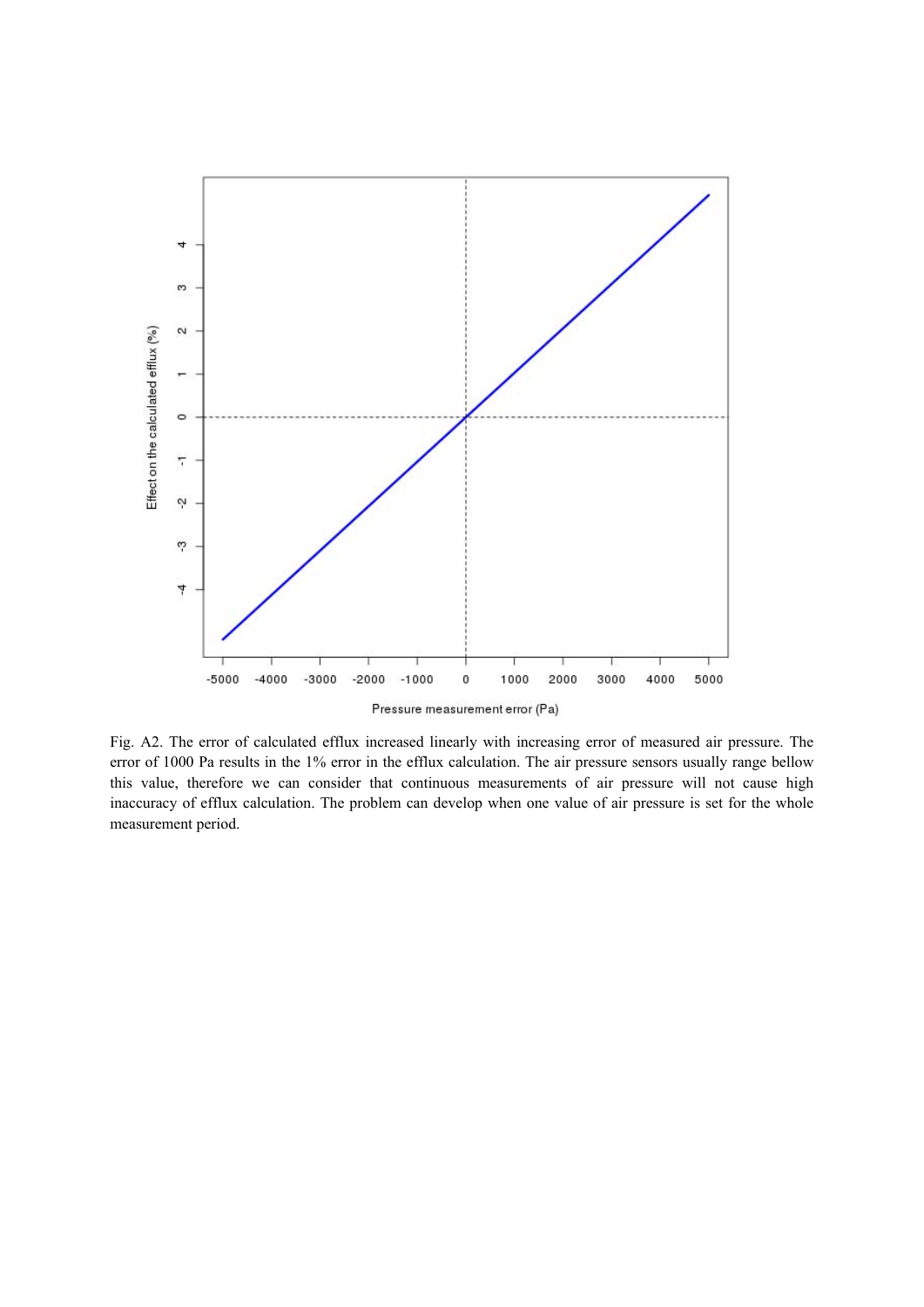Fig. A2. The error of calculated efflux increased linearly with increasing error of measured air pressure. The error of 1000 Pa results in the 1% error in the efflux calculation. The air pressure sensors usually range bellow this value, therefore we can consider that continuous measurements of air pressure will not cause high inaccuracy of efflux calculation. The problem can develop when one value of air pressure is set for the whole measurement period.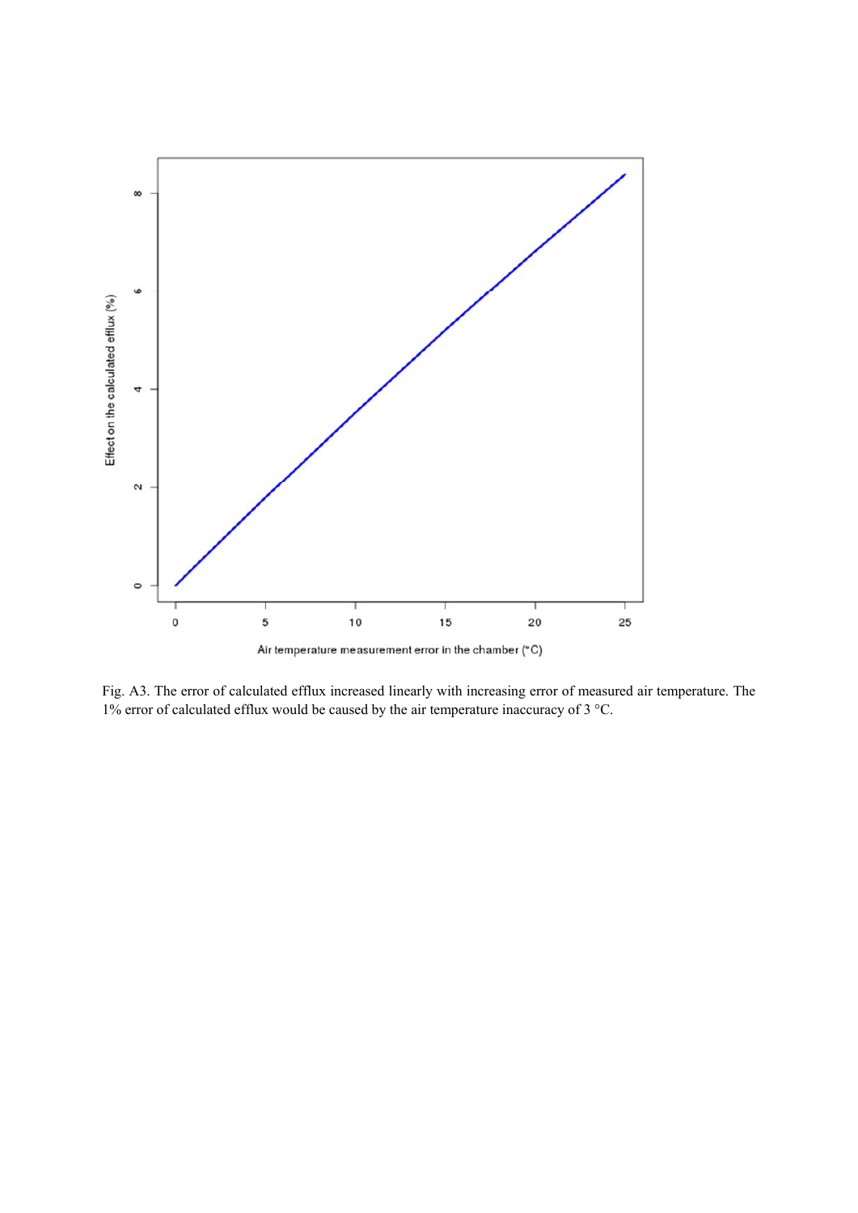Fig. A3. The error of calculated efflux increased linearly with increasing error of measured air temperature. The 1% error of calculated efflux would be caused by the air temperature inaccuracy of 3 °C.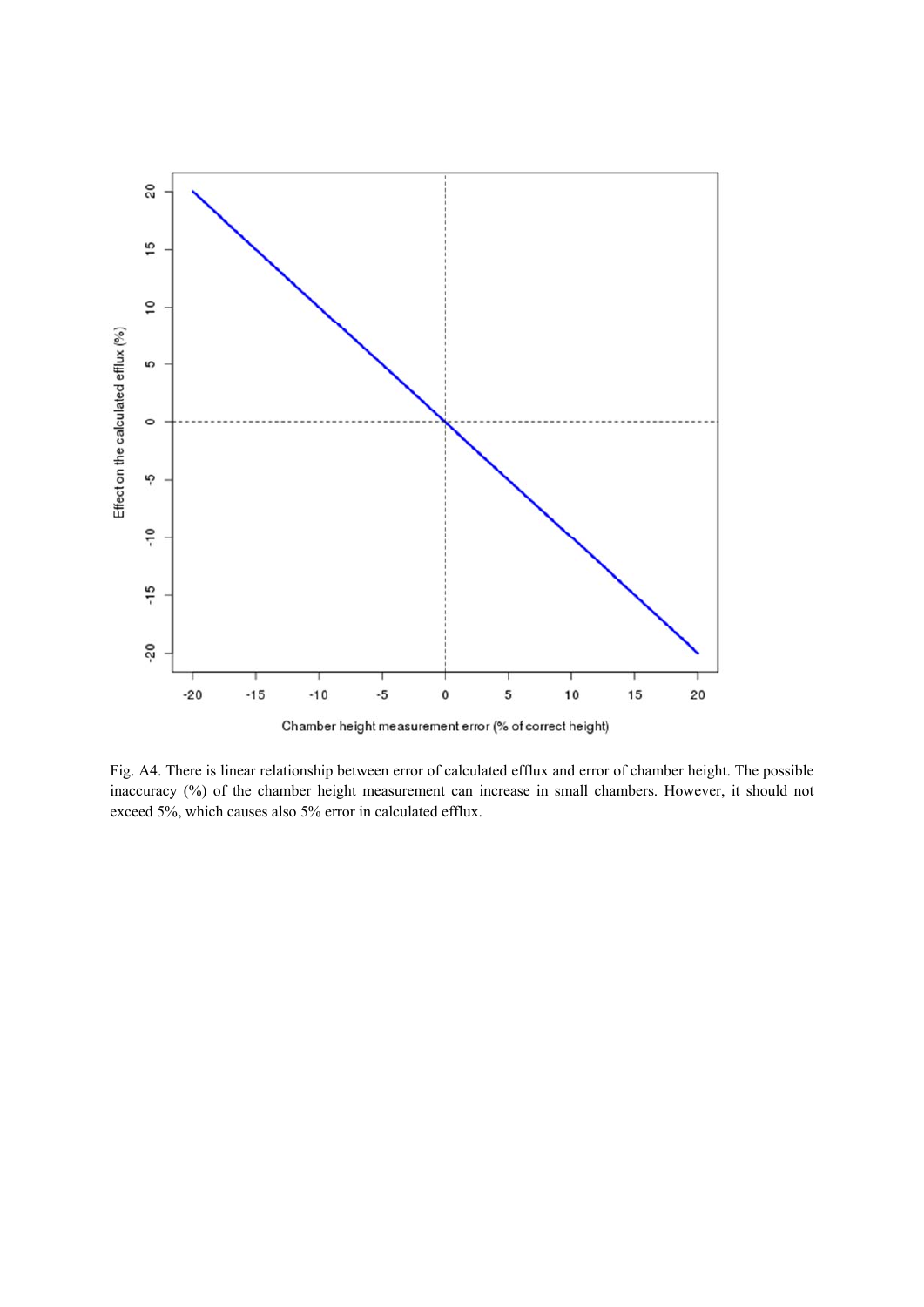Fig. A4. There is linear relationship between error of calculated efflux and error of chamber height. The possible inaccuracy (%) of the chamber height measurement can increase in small chambers. However, it should not exceed 5%, which causes also 5% error in calculated efflux.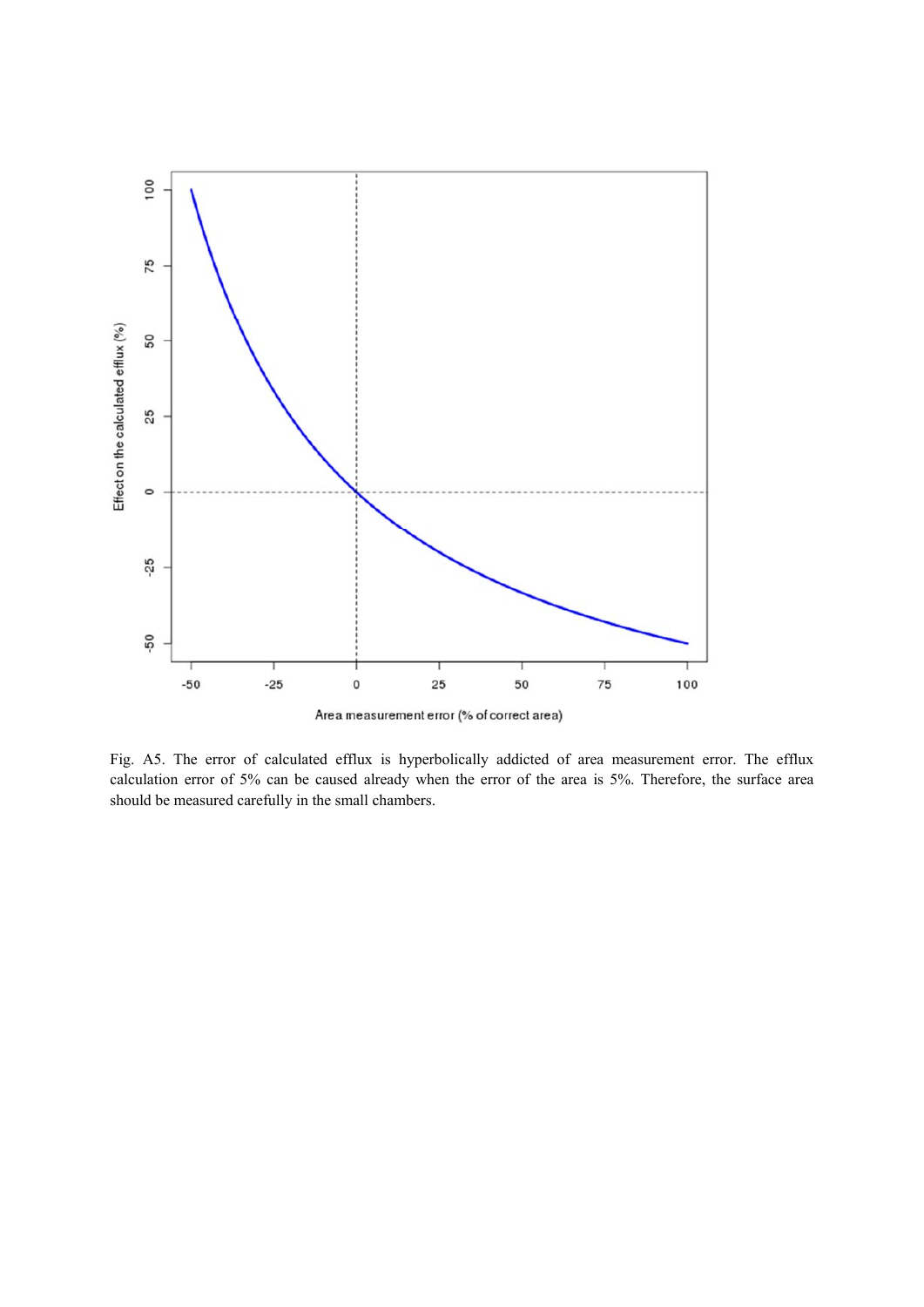Fig. A5. The error of calculated efflux is hyperbolically addicted of area measurement error. The efflux calculation error of 5% can be caused already when the error of the area is 5%. Therefore, the surface area should be measured carefully in the small chambers.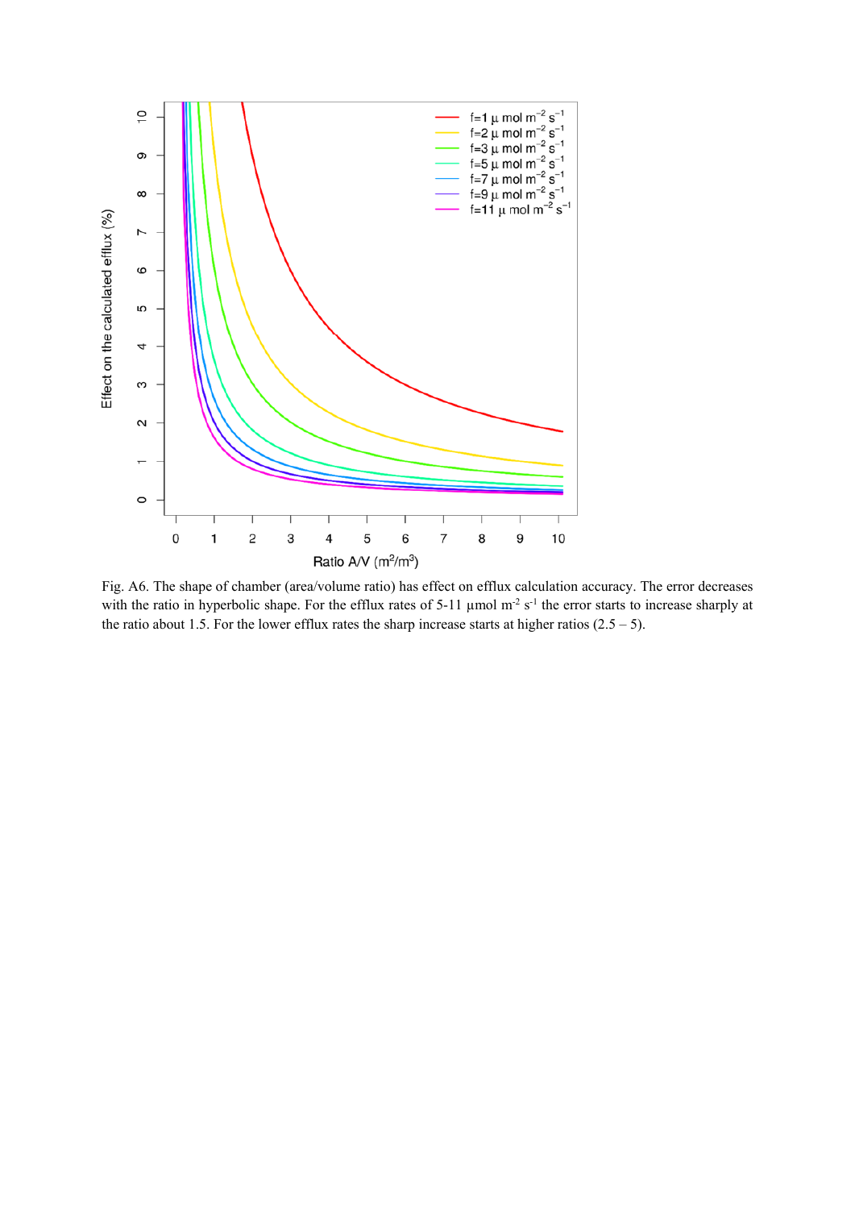Fig. A6. The shape of chamber (area/volume ratio) has effect on efflux calculation accuracy. The error decreases with the ratio in hyperbolic shape. For the efflux rates of 5-11 µmol $m^{-2}$ $s^{-1}$ the error starts to increase sharply at the ratio about 1.5. For the lower efflux rates the sharp increase starts at higher ratios (2.5 – 5).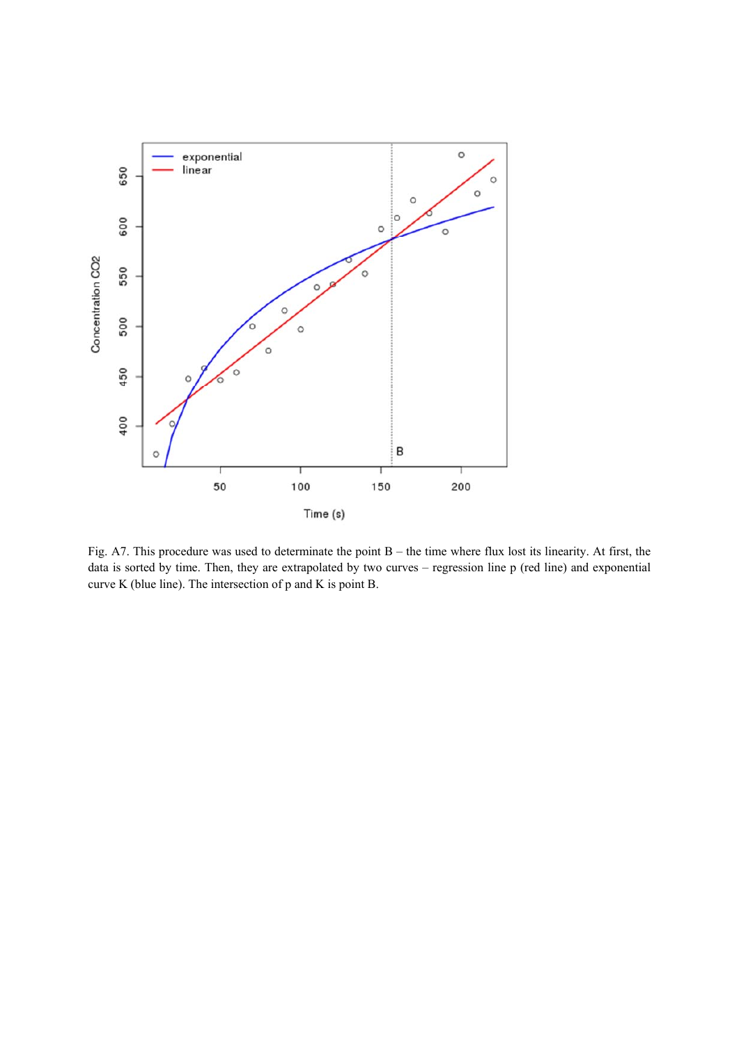Fig. A7. This procedure was used to determinate the point B – the time where flux lost its linearity. At first, the data is sorted by time. Then, they are extrapolated by two curves – regression line p (red line) and exponential curve K (blue line). The intersection of p and K is point B.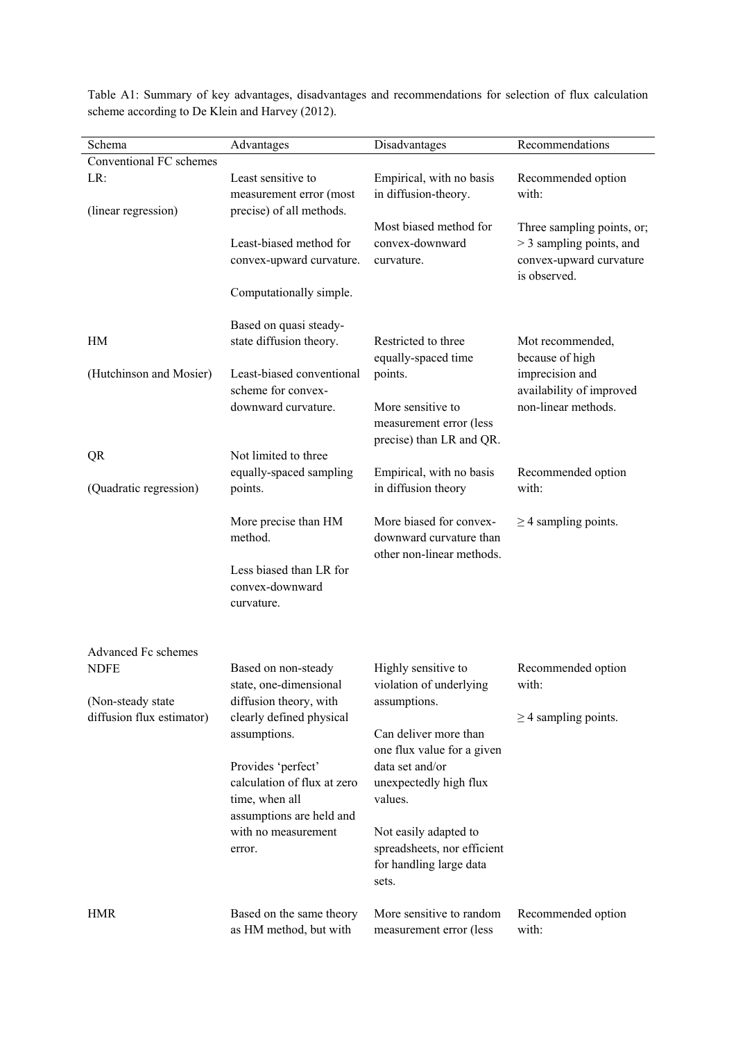Table A1: Summary of key advantages, disadvantages and recommendations for selection of flux calculation scheme according to De Klein and Harvey (2012).

| Schema | Advantages | Disadvantages | Recommendations |
|---|---|---|---|
| Conventional FC schemes | | | |
| LR: (linear regression) | Least sensitive to measurement error (most precise) of all methods. Least-biased method for convex-upward curvature. Computationally simple. | Empirical, with no basis in diffusion-theory. Most biased method for convex-downward curvature. | Recommended option with: Three sampling points, or; > 3 sampling points, and convex-upward curvature is observed. |
| HM (Hutchinson and Mosier) | Based on quasi steady-state diffusion theory. Least-biased conventional scheme for convex-downward curvature. | Restricted to three equally-spaced time points. More sensitive to measurement error (less precise) than LR and QR. | Mot recommended, because of high imprecision and availability of improved non-linear methods. |
| QR (Quadratic regression) | Not limited to three equally-spaced sampling points. More precise than HM method. Less biased than LR for convex-downward curvature. | Empirical, with no basis in diffusion theory More biased for convex-downward curvature than other non-linear methods. | Recommended option with: ≥ 4 sampling points. |
| Advanced Fc schemes | | | |
| NDFE (Non-steady state diffusion flux estimator) | Based on non-steady state, one-dimensional diffusion theory, with clearly defined physical assumptions. Provides 'perfect' calculation of flux at zero time, when all assumptions are held and with no measurement error. | Highly sensitive to violation of underlying assumptions. Can deliver more than one flux value for a given data set and/or unexpectedly high flux values. Not easily adapted to spreadsheets, nor efficient for handling large data sets. | Recommended option with: ≥ 4 sampling points. |
| HMR | Based on the same theory as HM method, but with | More sensitive to random measurement error (less | Recommended option with: |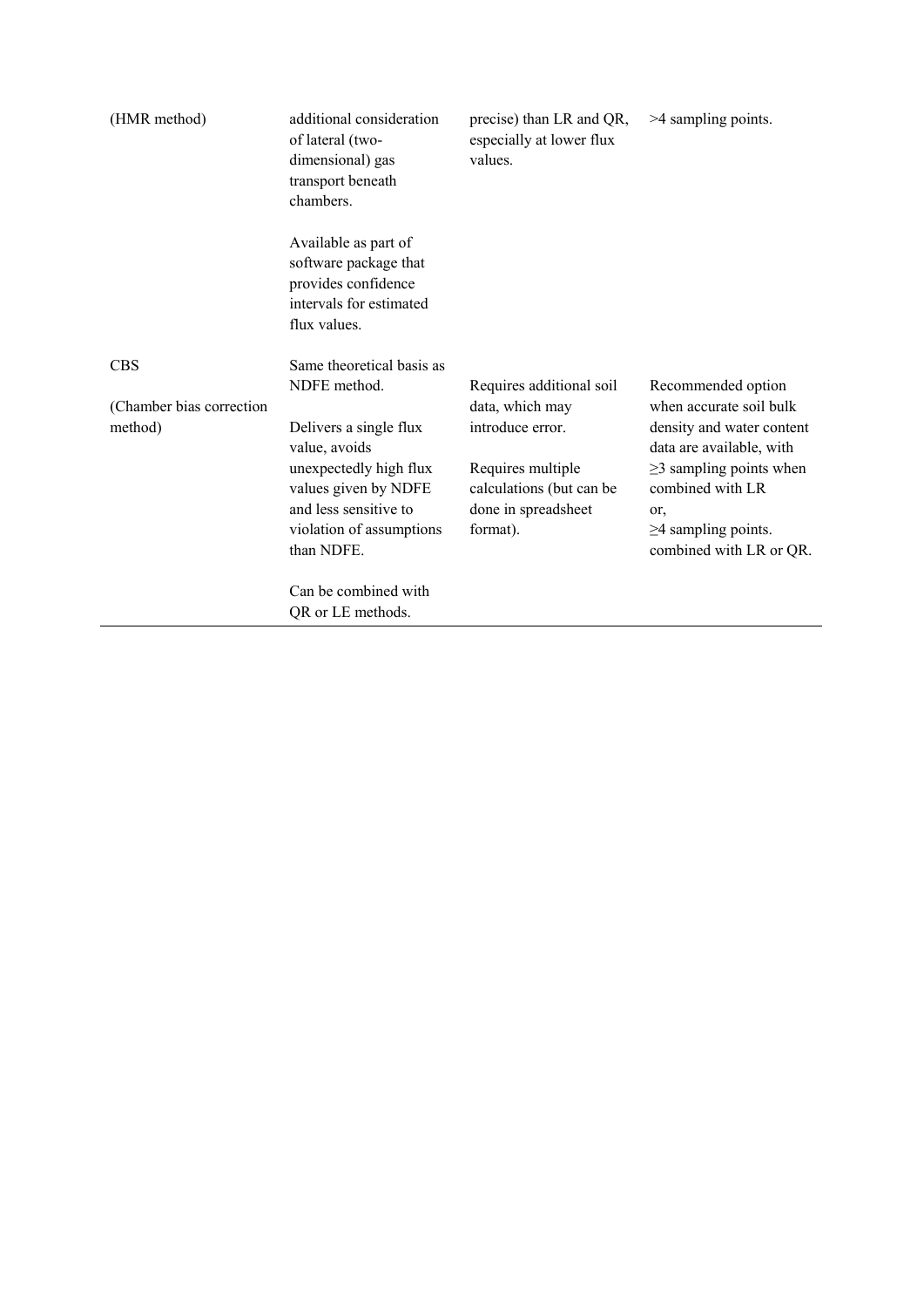| (HMR method) | additional consideration of lateral (two-dimensional) gas transport beneath chambers.<br><br>Available as part of software package that provides confidence intervals for estimated flux values. | precise) than LR and QR, especially at lower flux values. | >4 sampling points. |
|---|---|---|---|
| CBS<br><br>(Chamber bias correction method) | Same theoretical basis as NDFE method.<br><br>Delivers a single flux value, avoids unexpectedly high flux values given by NDFE and less sensitive to violation of assumptions than NDFE.<br><br>Can be combined with QR or LE methods. | Requires additional soil data, which may introduce error.<br><br>Requires multiple calculations (but can be done in spreadsheet format). | Recommended option when accurate soil bulk density and water content data are available, with ≥3 sampling points when combined with LR<br>or,<br>≥4 sampling points. combined with LR or QR. |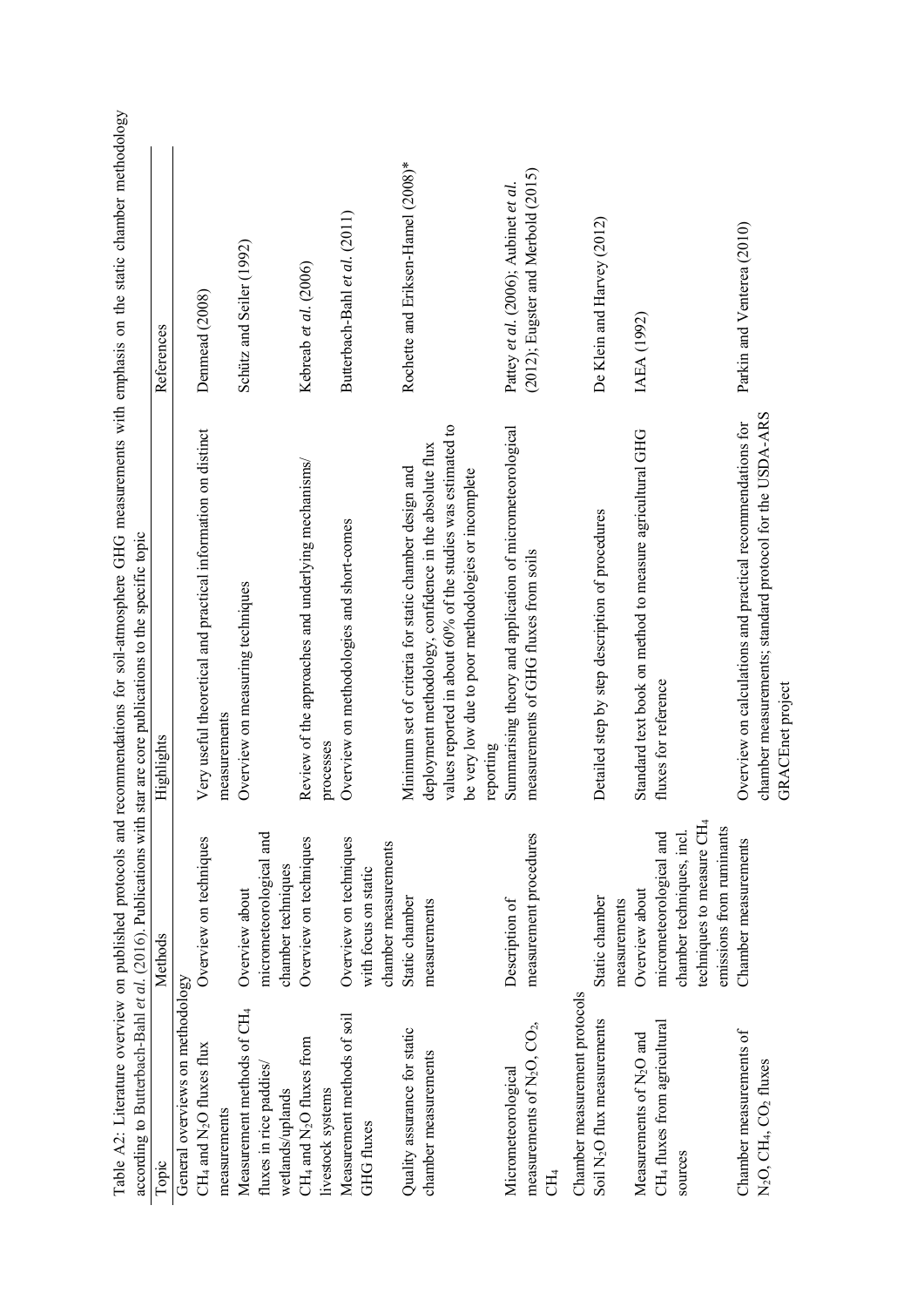Table A2: Literature overview on published protocols and recommendations for soil-atmosphere GHG measurements with emphasis on the static chamber methodology according to Butterbach-Bahl *et al.* (2016). Publications with star are core publications to the specific topic

| Topic | Methods | Highlights | References |
|---|---|---|---|
| General overviews on methodology | | | |
| $CH_4$ and $N_2O$ fluxes flux measurements | Overview on techniques | Very useful theoretical and practical information on distinct measurements | Denmead (2008) |
| Measurement methods of $CH_4$ fluxes in rice paddies/ wetlands/uplands | Overview about micrometeorological and chamber techniques | Overview on measuring techniques | Schütz and Seiler (1992) |
| $CH_4$ and $N_2O$ fluxes from livestock systems | Overview on techniques | Review of the approaches and underlying mechanisms/ processes | Kebreab *et al.* (2006) |
| Measurement methods of soil GHG fluxes | Overview on techniques with focus on static chamber measurements | Overview on methodologies and short-comes | Butterbach-Bahl *et al.* (2011) |
| Quality assurance for static chamber measurements | Static chamber measurements | Minimum set of criteria for static chamber design and deployment methodology, confidence in the absolute flux values reported in about 60% of the studies was estimated to be very low due to poor methodologies or incomplete reporting | Rochette and Eriksen-Hamel (2008)* |
| Micrometeorological measurements of $N_2O$, $CO_2$, $CH_4$ | Description of measurement procedures | Summarising theory and application of micrometeorological measurements of GHG fluxes from soils | Pattey *et al.* (2006); Aubinet *et al.* (2012); Eugster and Merbold (2015) |
| Chamber measurement protocols | | | |
| Soil $N_2O$ flux measurements | Static chamber measurements | Detailed step by step description of procedures | De Klein and Harvey (2012) |
| Measurements of $N_2O$ and $CH_4$ fluxes from agricultural sources | Overview about micrometeorological and chamber techniques, incl. techniques to measure $CH_4$ emissions from ruminants | Standard text book on method to measure agricultural GHG fluxes for reference | IAEA (1992) |
| Chamber measurements of $N_2O$, $CH_4$, $CO_2$ fluxes | Chamber measurements | Overview on calculations and practical recommendations for chamber measurements; standard protocol for the USDA-ARS GRACEnet project | Parkin and Venterea (2010) |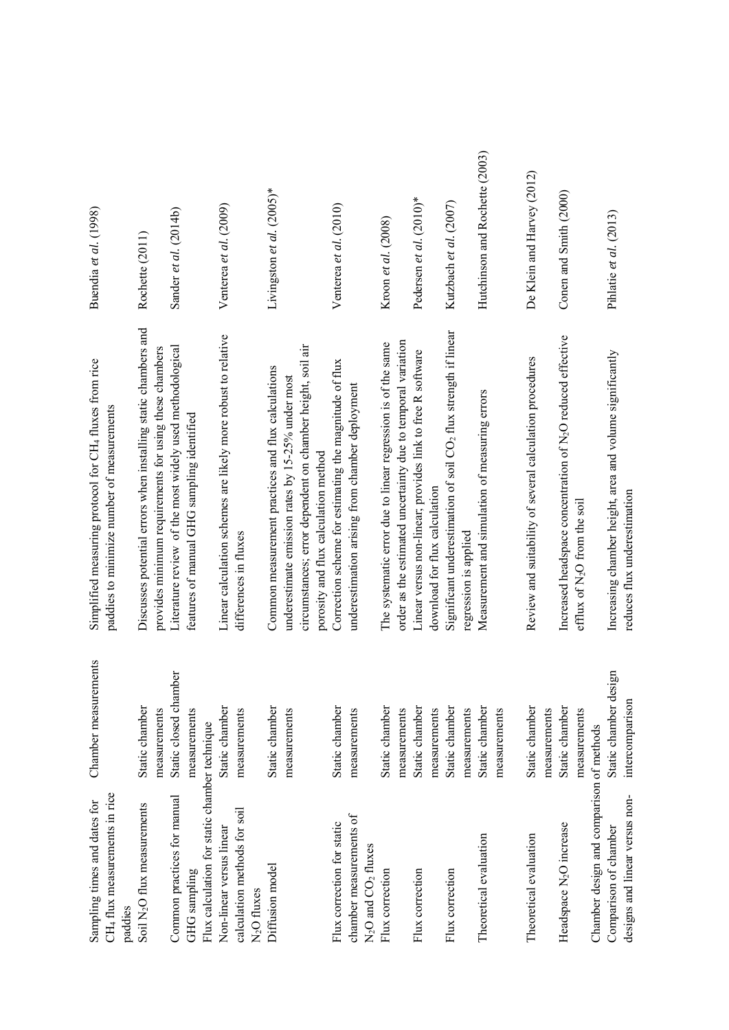| | | | |
|---|---|---|---|
| Sampling times and dates for $CH_4$ flux measurements in rice paddies | Chamber measurements | Simplified measuring protocol for $CH_4$ fluxes from rice paddies to minimize number of measurements | Buendia *et al.* (1998) |
| Soil $N_2O$ flux measurements | Static chamber measurements | Discusses potential errors when installing static chambers and provides minimum requirements for using these chambers | Rochette (2011) |
| Common practices for manual GHG sampling | Static closed chamber measurements | Literature review of the most widely used methodological features of manual GHG sampling identified | Sander *et al.* (2014b) |
| Flux calculation for static chamber technique | | | |
| Non-linear versus linear calculation methods for soil $N_2O$ fluxes | Static chamber measurements | Linear calculation schemes are likely more robust to relative differences in fluxes | Venterea *et al.* (2009) |
| Diffusion model | Static chamber measurements | Common measurement practices and flux calculations underestimate emission rates by 15-25% under most circumstances; error dependent on chamber height, soil air porosity and flux calculation method | Livingston *et al.* (2005)* |
| Flux correction for static chamber measurements of $N_2O$ and $CO_2$ fluxes | Static chamber measurements | Correction scheme for estimating the magnitude of flux underestimation arising from chamber deployment | Venterea *et al.* (2010) |
| Flux correction | Static chamber measurements | The systematic error due to linear regression is of the same order as the estimated uncertainty due to temporal variation | Kroon *et al.* (2008) |
| Flux correction | Static chamber measurements | Linear versus non-linear; provides link to free R software download for flux calculation | Pedersen *et al.* (2010)* |
| Flux correction | Static chamber measurements | Significant underestimation of soil $CO_2$ flux strength if linear regression is applied | Kutzbach *et al.* (2007) |
| Theoretical evaluation | Static chamber measurements | Measurement and simulation of measuring errors | Hutchinson and Rochette (2003) |
| Theoretical evaluation | Static chamber measurements | Review and suitability of several calculation procedures | De Klein and Harvey (2012) |
| Headspace $N_2O$ increase | Static chamber measurements | Increased headspace concentration of $N_2O$ reduced effective efflux of $N_2O$ from the soil | Conen and Smith (2000) |
| Chamber design and comparison of methods | | | |
| Comparison of chamber designs and linear versus non- | Static chamber design intercomparison | Increasing chamber height, area and volume significantly reduces flux underestimation | Pihlatie *et al.* (2013) |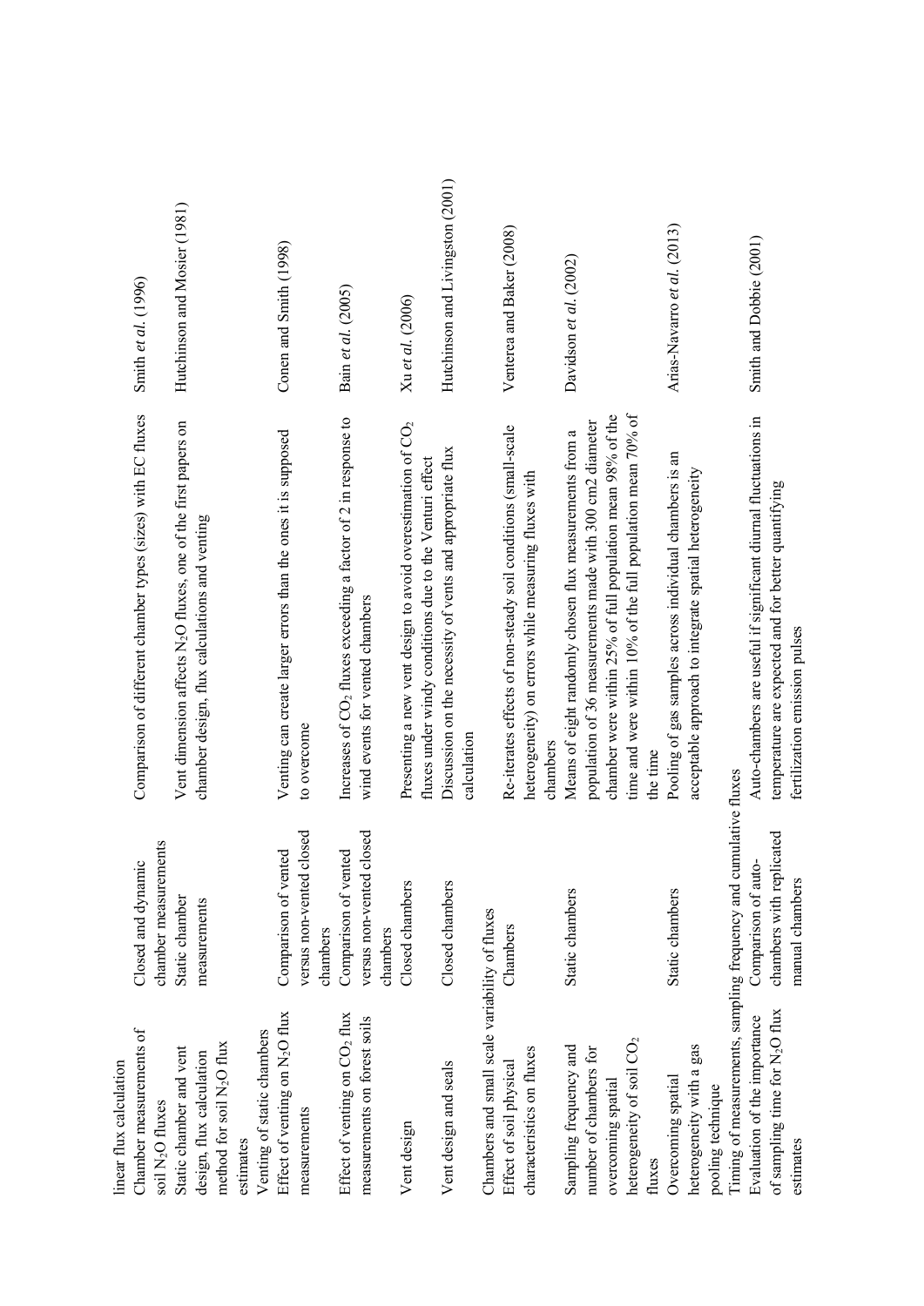| | | | |
|---|---|---|---|
| linear flux calculation | | | |
| Chamber measurements of soil $N_2O$ fluxes | Closed and dynamic chamber measurements | Comparison of different chamber types (sizes) with EC fluxes | Smith *et al.* (1996) |
| Static chamber and vent design, flux calculation method for soil $N_2O$ flux estimates | Static chamber measurements | Vent dimension affects $N_2O$ fluxes, one of the first papers on chamber design, flux calculations and venting | Hutchinson and Mosier (1981) |
| Venting of static chambers | | | |
| Effect of venting on $N_2O$ flux measurements | Comparison of vented versus non-vented closed chambers | Venting can create larger errors than the ones it is supposed to overcome | Conen and Smith (1998) |
| Effect of venting on $CO_2$ flux measurements on forest soils | Comparison of vented versus non-vented closed chambers | Increases of $CO_2$ fluxes exceeding a factor of 2 in response to wind events for vented chambers | Bain *et al.* (2005) |
| Vent design | Closed chambers | Presenting a new vent design to avoid overestimation of $CO_2$ fluxes under windy conditions due to the Venturi effect | Xu *et al.* (2006) |
| Vent design and seals | Closed chambers | Discussion on the necessity of vents and appropriate flux calculation | Hutchinson and Livingston (2001) |
| Chambers and small scale variability of fluxes | | | |
| Effect of soil physical characteristics on fluxes | Chambers | Re-iterates effects of non-steady soil conditions (small-scale heterogeneity) on errors while measuring fluxes with chambers | Venterea and Baker (2008) |
| Sampling frequency and number of chambers for overcoming spatial heterogeneity of soil $CO_2$ fluxes | Static chambers | Means of eight randomly chosen flux measurements from a population of 36 measurements made with 300 cm2 diameter chamber were within 25% of full population mean 98% of the time and were within 10% of the full population mean 70% of the time | Davidson *et al.* (2002) |
| Overcoming spatial heterogeneity with a gas pooling technique | Static chambers | Pooling of gas samples across individual chambers is an acceptable approach to integrate spatial heterogeneity | Arias-Navarro *et al.* (2013) |
| Timing of measurements, sampling frequency and cumulative fluxes | | | |
| Evaluation of the importance of sampling time for $N_2O$ flux estimates | Comparison of auto-chambers with replicated manual chambers | Auto-chambers are useful if significant diurnal fluctuations in temperature are expected and for better quantifying fertilization emission pulses | Smith and Dobbie (2001) |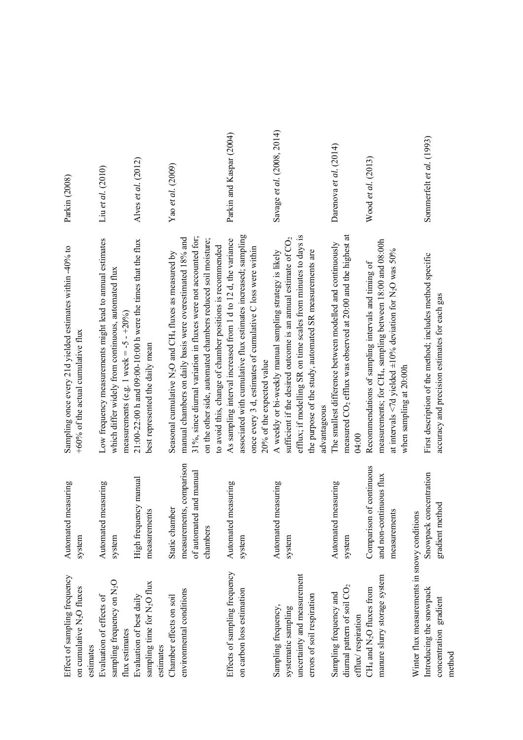| | | | |
|---|---|---|---|
| Effect of sampling frequency on cumulative $N_2O$ fluxes estimates | Automated measuring system | Sampling once every 21d yielded estimates within -40% to +60% of the actual cumulative flux | Parkin (2008) |
| Evaluation of effects of sampling frequency on $N_2O$ flux estimates | Automated measuring system | Low frequency measurements might lead to annual estimates which differ widely from continuous, automated flux measurements (e.g. 1 week = -5 - +20%) | Liu *et al.* (2010) |
| Evaluation of best daily sampling time for $N_2O$ flux estimates | High frequency manual measurements | 21:00-22:00 h and 09:00-10:00 h were the times that the flux best represented the daily mean | Alves *et al.* (2012) |
| Chamber effects on soil environmental conditions | Static chamber measurements, comparison of automated and manual chambers | Seasonal cumulative $N_2O$ and $CH_4$ fluxes as measured by manual chambers on daily basis were overestimated 18% and 31%, since diurnal variation in fluxes were not accounted for; on the other side, automated chambers reduced soil moisture; to avoid this, change of chamber positions is recommended | Yao *et al.* (2009) |
| Effects of sampling frequency on carbon loss estimation | Automated measuring system | As sampling interval increased from 1 d to 12 d, the variance associated with cumulative flux estimates increased; sampling once every 3 d, estimates of cumulative C loss were within 20% of the expected value | Parkin and Kaspar (2004) |
| Sampling frequency, systematic sampling uncertainty and measurement errors of soil respiration | Automated measuring system | A weekly or bi-weekly manual sampling strategy is likely sufficient if the desired outcome is an annual estimate of $CO_2$ efflux; if modelling SR on time scales from minutes to days is the purpose of the study, automated SR measurements are advantageous | Savage *et al.* (2008, 2014) |
| Sampling frequency and diurnal pattern of soil $CO_2$ efflux/ respiration | Automated measuring system | The smallest difference between modelled and continuously measured $CO_2$ efflux was observed at 20:00 and the highest at 04:00 | Darenova *et al.* (2014) |
| $CH_4$ and $N_2O$ fluxes from manure slurry storage system | Comparison of continuous and non-continuous flux measurements | Recommendations of sampling intervals and timing of measurements; for $CH_4$, sampling between 18:00 and 08:00h at intervals <7d yielded ±10% deviation for $N_2O$ was 50% when sampling at 20:00h | Wood *et al.* (2013) |
| **Winter flux measurements in snowy conditions** | | | |
| Introducing the snowpack concentration gradient method | Snowpack concentration gradient method | First description of the method; includes method specific accuracy and precision estimates for each gas | Sommerfelt *et al.* (1993) |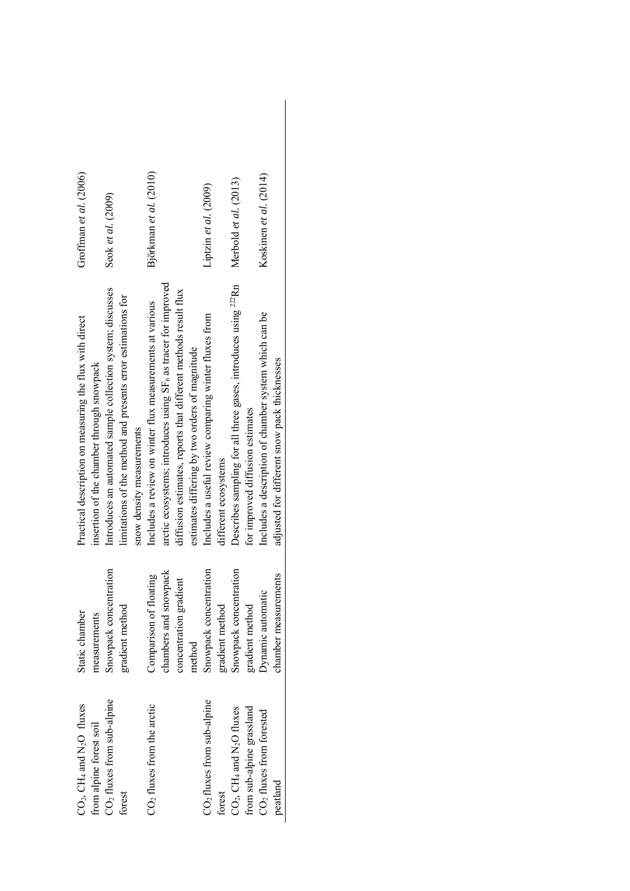| | | | |
|---|---|---|---|
| $CO_2$, $CH_4$ and $N_2O$ fluxes from alpine forest soil | Static chamber measurements | Practical description on measuring the flux with direct insertion of the chamber through snowpack | Groffman *et al.* (2006) |
| $CO_2$ fluxes from sub-alpine forest | Snowpack concentration gradient method | Introduces an automated sample collection system; discusses limitations of the method and presents error estimations for snow density measurements | Seok *et al.* (2009) |
| $CO_2$ fluxes from the arctic | Comparison of floating chambers and snowpack concentration gradient method | Includes a review on winter flux measurements at various arctic ecosystems; introduces using $SF_6$ as tracer for improved diffusion estimates, reports that different methods result flux estimates differing by two orders of magnitude | Björkman *et al.* (2010) |
| $CO_2$ fluxes from sub-alpine forest | Snowpack concentration gradient method | Includes a useful review comparing winter fluxes from different ecosystems | Liptzin *et al.* (2009) |
| $CO_2$, $CH_4$ and $N_2O$ fluxes from sub-alpine grassland | Snowpack concentration gradient method | Describes sampling for all three gases, introduces using $^{222}Rn$ for improved diffusion estimates | Merbold *et al.* (2013) |
| $CO_2$ fluxes from forested peatland | Dynamic automatic chamber measurements | Includes a description of chamber system which can be adjusted for different snow pack thicknesses | Koskinen *et al.* (2014) |